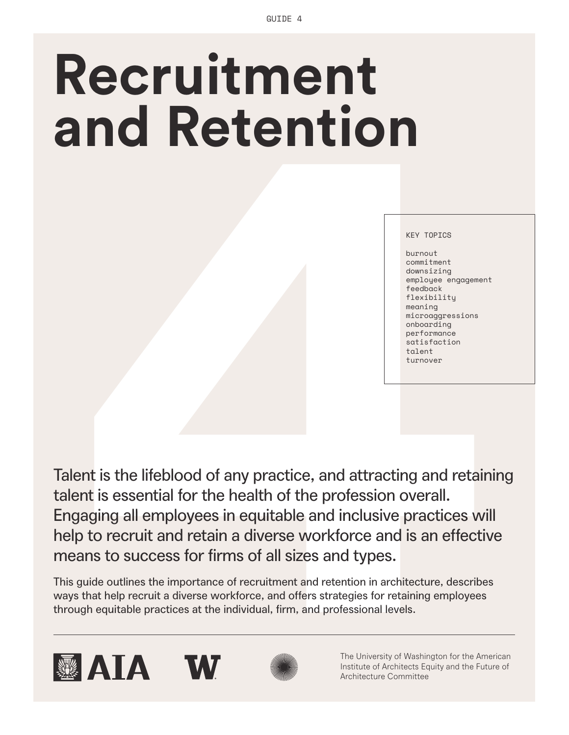GUIDE 4

# Recruitment and Retention

KEY TOPICS

burnout
commitment
downsizing
employee engagement
feedback
flexibility
meaning
microaggressions
onboarding
performance
satisfaction
talent
turnover

Talent is the lifeblood of any practice, and attracting and retaining talent is essential for the health of the profession overall. Engaging all employees in equitable and inclusive practices will help to recruit and retain a diverse workforce and is an effective means to success for firms of all sizes and types.

This guide outlines the importance of recruitment and retention in architecture, describes ways that help recruit a diverse workforce, and offers strategies for retaining employees through equitable practices at the individual, firm, and professional levels.

The University of Washington for the American Institute of Architects Equity and the Future of Architecture Committee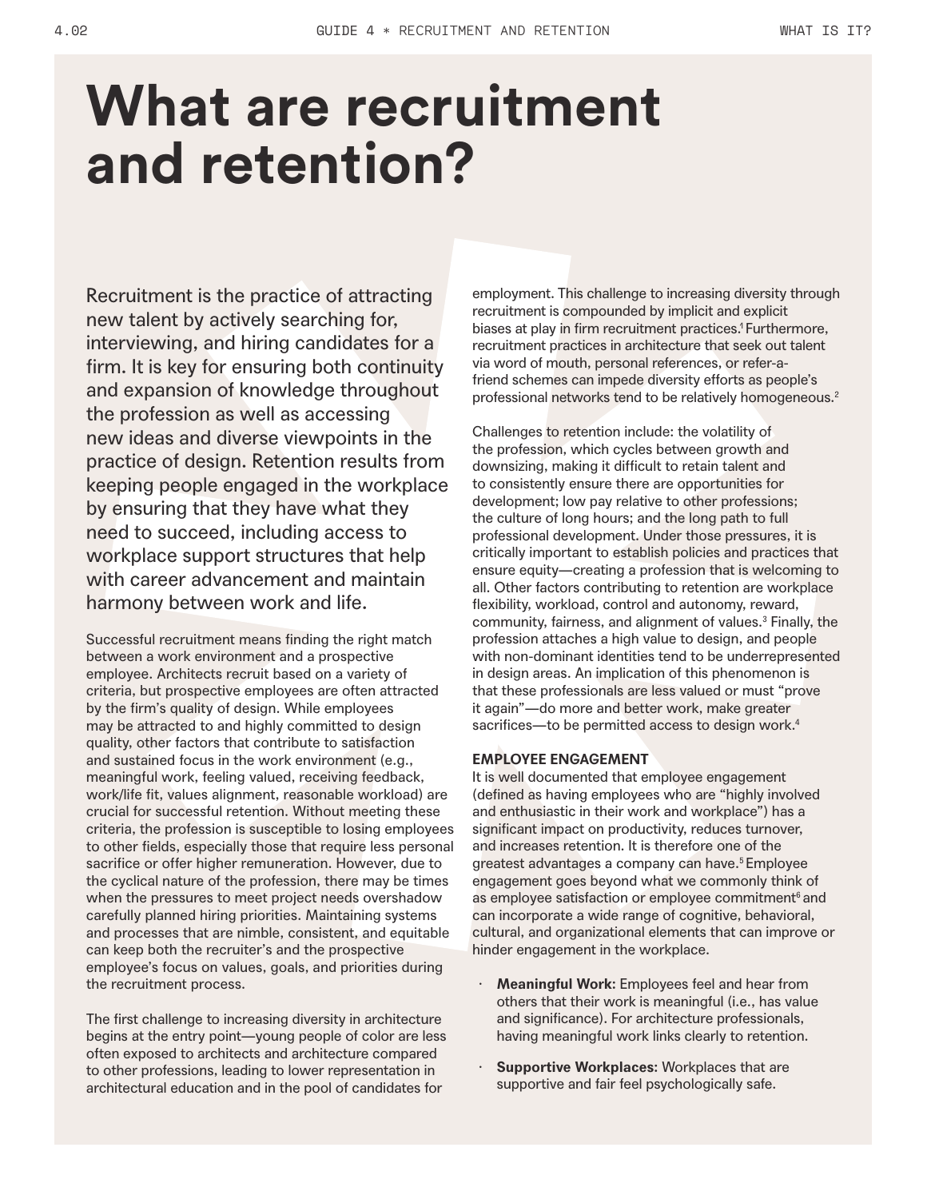# What are recruitment and retention?

Recruitment is the practice of attracting new talent by actively searching for, interviewing, and hiring candidates for a firm. It is key for ensuring both continuity and expansion of knowledge throughout the profession as well as accessing new ideas and diverse viewpoints in the practice of design. Retention results from keeping people engaged in the workplace by ensuring that they have what they need to succeed, including access to workplace support structures that help with career advancement and maintain harmony between work and life.

Successful recruitment means finding the right match between a work environment and a prospective employee. Architects recruit based on a variety of criteria, but prospective employees are often attracted by the firm's quality of design. While employees may be attracted to and highly committed to design quality, other factors that contribute to satisfaction and sustained focus in the work environment (e.g., meaningful work, feeling valued, receiving feedback, work/life fit, values alignment, reasonable workload) are crucial for successful retention. Without meeting these criteria, the profession is susceptible to losing employees to other fields, especially those that require less personal sacrifice or offer higher remuneration. However, due to the cyclical nature of the profession, there may be times when the pressures to meet project needs overshadow carefully planned hiring priorities. Maintaining systems and processes that are nimble, consistent, and equitable can keep both the recruiter's and the prospective employee's focus on values, goals, and priorities during the recruitment process.

The first challenge to increasing diversity in architecture begins at the entry point—young people of color are less often exposed to architects and architecture compared to other professions, leading to lower representation in architectural education and in the pool of candidates for employment. This challenge to increasing diversity through recruitment is compounded by implicit and explicit biases at play in firm recruitment practices.[1] Furthermore, recruitment practices in architecture that seek out talent via word of mouth, personal references, or refer-a-friend schemes can impede diversity efforts as people's professional networks tend to be relatively homogeneous.[2]

Challenges to retention include: the volatility of the profession, which cycles between growth and downsizing, making it difficult to retain talent and to consistently ensure there are opportunities for development; low pay relative to other professions; the culture of long hours; and the long path to full professional development. Under those pressures, it is critically important to establish policies and practices that ensure equity—creating a profession that is welcoming to all. Other factors contributing to retention are workplace flexibility, workload, control and autonomy, reward, community, fairness, and alignment of values.[3] Finally, the profession attaches a high value to design, and people with non-dominant identities tend to be underrepresented in design areas. An implication of this phenomenon is that these professionals are less valued or must "prove it again"—do more and better work, make greater sacrifices—to be permitted access to design work.[4]

**EMPLOYEE ENGAGEMENT**

It is well documented that employee engagement (defined as having employees who are "highly involved and enthusiastic in their work and workplace") has a significant impact on productivity, reduces turnover, and increases retention. It is therefore one of the greatest advantages a company can have.[5] Employee engagement goes beyond what we commonly think of as employee satisfaction or employee commitment[6] and can incorporate a wide range of cognitive, behavioral, cultural, and organizational elements that can improve or hinder engagement in the workplace.

- **Meaningful Work:** Employees feel and hear from others that their work is meaningful (i.e., has value and significance). For architecture professionals, having meaningful work links clearly to retention.
- **Supportive Workplaces:** Workplaces that are supportive and fair feel psychologically safe.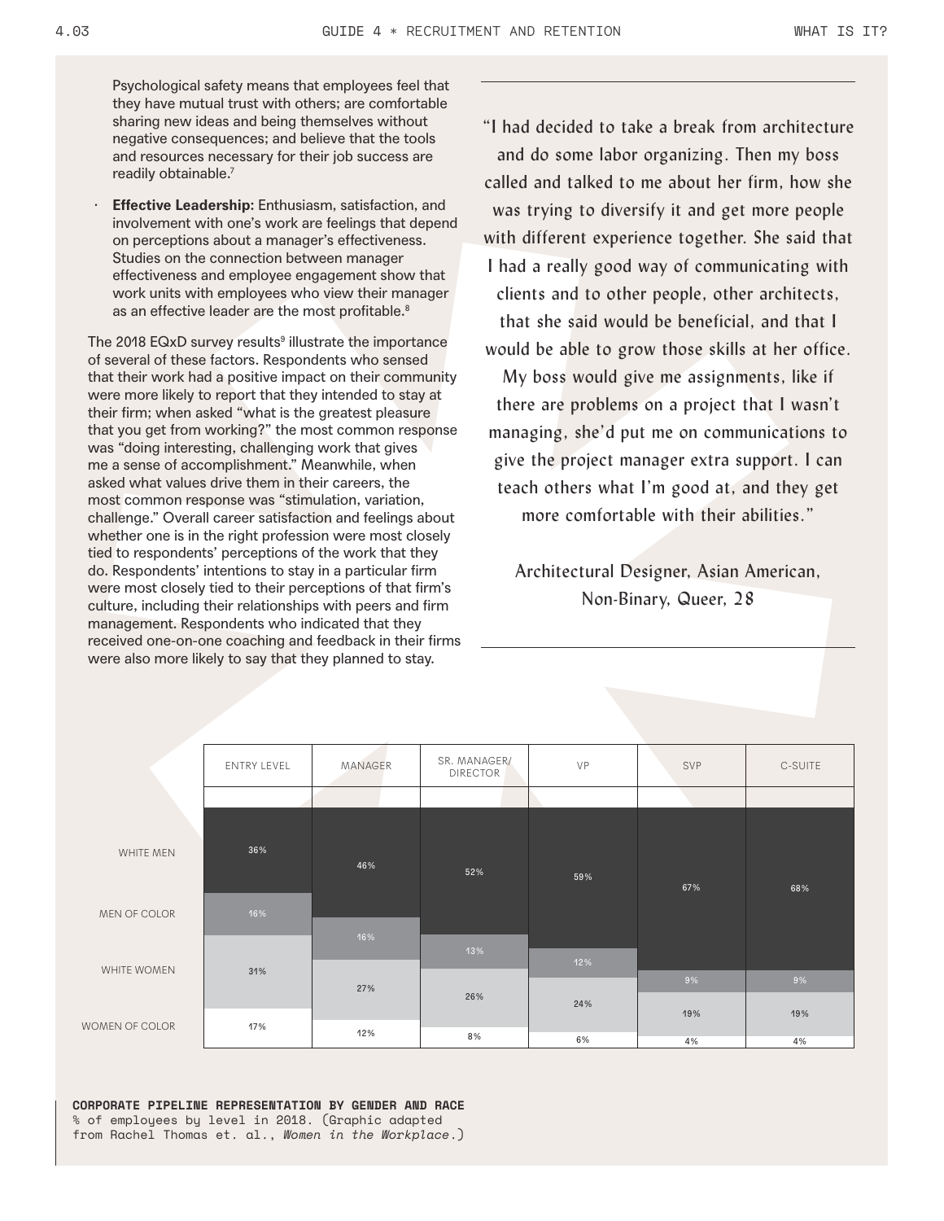Psychological safety means that employees feel that they have mutual trust with others; are comfortable sharing new ideas and being themselves without negative consequences; and believe that the tools and resources necessary for their job success are readily obtainable.[7]

- **Effective Leadership:** Enthusiasm, satisfaction, and involvement with one's work are feelings that depend on perceptions about a manager's effectiveness. Studies on the connection between manager effectiveness and employee engagement show that work units with employees who view their manager as an effective leader are the most profitable.[8]

The 2018 EQxD survey results[9] illustrate the importance of several of these factors. Respondents who sensed that their work had a positive impact on their community were more likely to report that they intended to stay at their firm; when asked "what is the greatest pleasure that you get from working?" the most common response was "doing interesting, challenging work that gives me a sense of accomplishment." Meanwhile, when asked what values drive them in their careers, the most common response was "stimulation, variation, challenge." Overall career satisfaction and feelings about whether one is in the right profession were most closely tied to respondents' perceptions of the work that they do. Respondents' intentions to stay in a particular firm were most closely tied to their perceptions of that firm's culture, including their relationships with peers and firm management. Respondents who indicated that they received one-on-one coaching and feedback in their firms were also more likely to say that they planned to stay.

> "I had decided to take a break from architecture and do some labor organizing. Then my boss called and talked to me about her firm, how she was trying to diversify it and get more people with different experience together. She said that I had a really good way of communicating with clients and to other people, other architects, that she said would be beneficial, and that I would be able to grow those skills at her office. My boss would give me assignments, like if there are problems on a project that I wasn't managing, she'd put me on communications to give the project manager extra support. I can teach others what I'm good at, and they get more comfortable with their abilities."
>
> Architectural Designer, Asian American, Non-Binary, Queer, 28

| | ENTRY LEVEL | MANAGER | SR. MANAGER/ DIRECTOR | VP | SVP | C-SUITE |
|---|---|---|---|---|---|---|
| WHITE MEN | 36% | 46% | 52% | 59% | 67% | 68% |
| MEN OF COLOR | 16% | 16% | 13% | 12% | 9% | 9% |
| WHITE WOMEN | 31% | 27% | 26% | 24% | 19% | 19% |
| WOMEN OF COLOR | 17% | 12% | 8% | 6% | 4% | 4% |

**CORPORATE PIPELINE REPRESENTATION BY GENDER AND RACE**
% of employees by level in 2018. (Graphic adapted from Rachel Thomas et. al., *Women in the Workplace*.)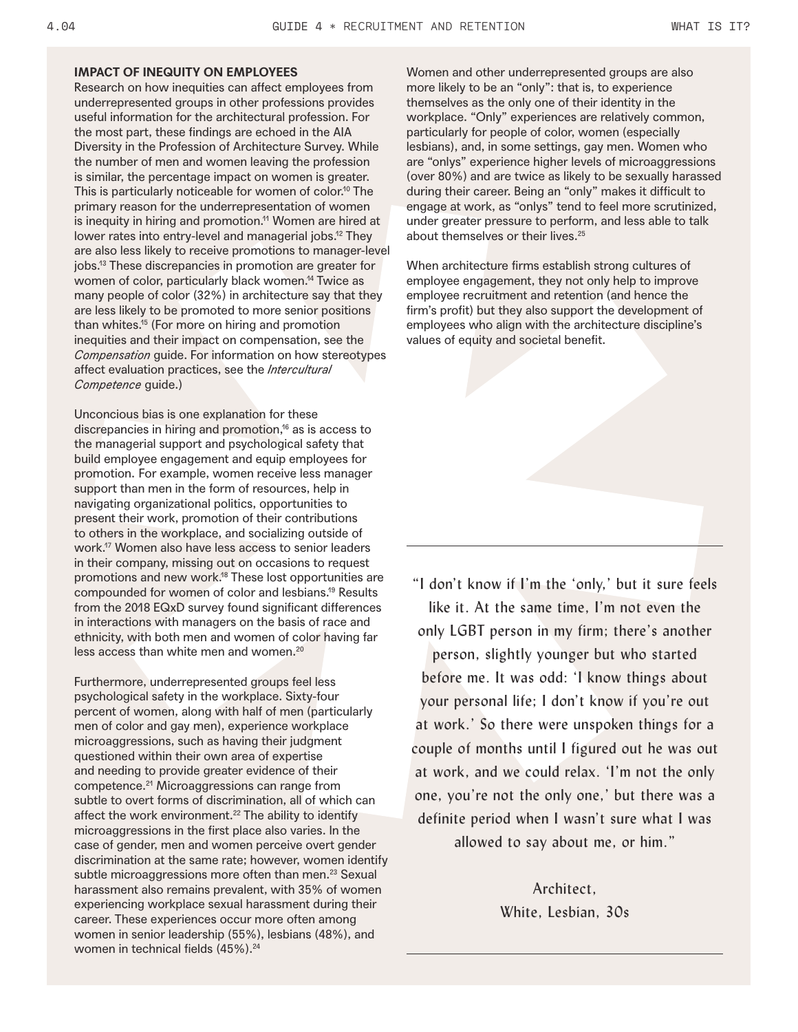## IMPACT OF INEQUITY ON EMPLOYEES

Research on how inequities can affect employees from underrepresented groups in other professions provides useful information for the architectural profession. For the most part, these findings are echoed in the AIA Diversity in the Profession of Architecture Survey. While the number of men and women leaving the profession is similar, the percentage impact on women is greater. This is particularly noticeable for women of color.[10] The primary reason for the underrepresentation of women is inequity in hiring and promotion.[11] Women are hired at lower rates into entry-level and managerial jobs.[12] They are also less likely to receive promotions to manager-level jobs.[13] These discrepancies in promotion are greater for women of color, particularly black women.[14] Twice as many people of color (32%) in architecture say that they are less likely to be promoted to more senior positions than whites.[15] (For more on hiring and promotion inequities and their impact on compensation, see the *Compensation* guide. For information on how stereotypes affect evaluation practices, see the *Intercultural Competence* guide.)

Unconcious bias is one explanation for these discrepancies in hiring and promotion,[16] as is access to the managerial support and psychological safety that build employee engagement and equip employees for promotion. For example, women receive less manager support than men in the form of resources, help in navigating organizational politics, opportunities to present their work, promotion of their contributions to others in the workplace, and socializing outside of work.[17] Women also have less access to senior leaders in their company, missing out on occasions to request promotions and new work.[18] These lost opportunities are compounded for women of color and lesbians.[19] Results from the 2018 EQxD survey found significant differences in interactions with managers on the basis of race and ethnicity, with both men and women of color having far less access than white men and women.[20]

Furthermore, underrepresented groups feel less psychological safety in the workplace. Sixty-four percent of women, along with half of men (particularly men of color and gay men), experience workplace microaggressions, such as having their judgment questioned within their own area of expertise and needing to provide greater evidence of their competence.[21] Microaggressions can range from subtle to overt forms of discrimination, all of which can affect the work environment.[22] The ability to identify microaggressions in the first place also varies. In the case of gender, men and women perceive overt gender discrimination at the same rate; however, women identify subtle microaggressions more often than men.[23] Sexual harassment also remains prevalent, with 35% of women experiencing workplace sexual harassment during their career. These experiences occur more often among women in senior leadership (55%), lesbians (48%), and women in technical fields (45%).[24]

Women and other underrepresented groups are also more likely to be an "only": that is, to experience themselves as the only one of their identity in the workplace. "Only" experiences are relatively common, particularly for people of color, women (especially lesbians), and, in some settings, gay men. Women who are "onlys" experience higher levels of microaggressions (over 80%) and are twice as likely to be sexually harassed during their career. Being an "only" makes it difficult to engage at work, as "onlys" tend to feel more scrutinized, under greater pressure to perform, and less able to talk about themselves or their lives.[25]

When architecture firms establish strong cultures of employee engagement, they not only help to improve employee recruitment and retention (and hence the firm's profit) but they also support the development of employees who align with the architecture discipline's values of equity and societal benefit.

---

"I don't know if I'm the 'only,' but it sure feels like it. At the same time, I'm not even the only LGBT person in my firm; there's another person, slightly younger but who started before me. It was odd: 'I know things about your personal life; I don't know if you're out at work.' So there were unspoken things for a couple of months until I figured out he was out at work, and we could relax. 'I'm not the only one, you're not the only one,' but there was a definite period when I wasn't sure what I was allowed to say about me, or him."

Architect,
White, Lesbian, 30s

---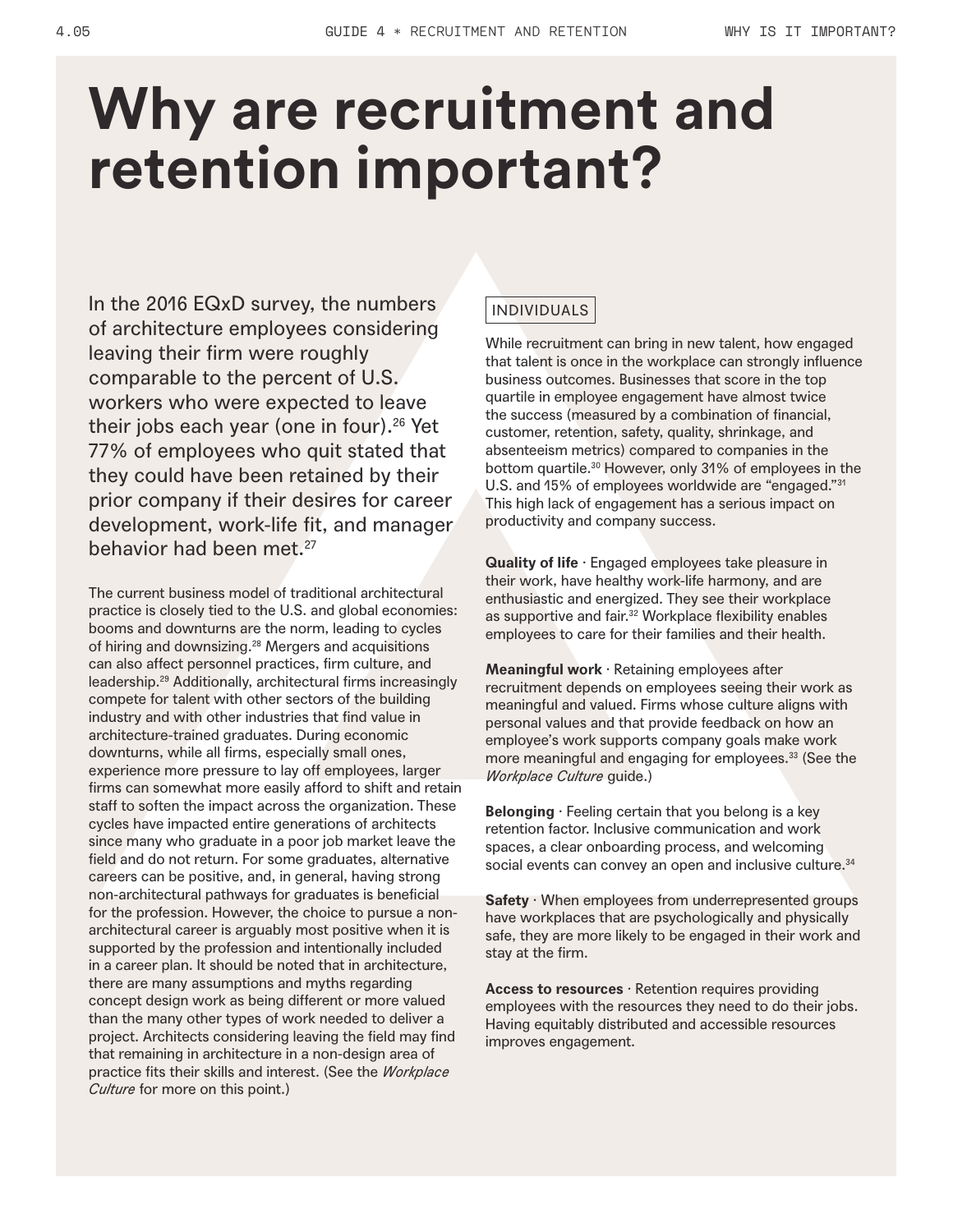# Why are recruitment and retention important?

In the 2016 EQxD survey, the numbers of architecture employees considering leaving their firm were roughly comparable to the percent of U.S. workers who were expected to leave their jobs each year (one in four).[26] Yet 77% of employees who quit stated that they could have been retained by their prior company if their desires for career development, work-life fit, and manager behavior had been met.[27]

The current business model of traditional architectural practice is closely tied to the U.S. and global economies: booms and downturns are the norm, leading to cycles of hiring and downsizing.[28] Mergers and acquisitions can also affect personnel practices, firm culture, and leadership.[29] Additionally, architectural firms increasingly compete for talent with other sectors of the building industry and with other industries that find value in architecture-trained graduates. During economic downturns, while all firms, especially small ones, experience more pressure to lay off employees, larger firms can somewhat more easily afford to shift and retain staff to soften the impact across the organization. These cycles have impacted entire generations of architects since many who graduate in a poor job market leave the field and do not return. For some graduates, alternative careers can be positive, and, in general, having strong non-architectural pathways for graduates is beneficial for the profession. However, the choice to pursue a non-architectural career is arguably most positive when it is supported by the profession and intentionally included in a career plan. It should be noted that in architecture, there are many assumptions and myths regarding concept design work as being different or more valued than the many other types of work needed to deliver a project. Architects considering leaving the field may find that remaining in architecture in a non-design area of practice fits their skills and interest. (See the *Workplace Culture* for more on this point.)

## INDIVIDUALS

While recruitment can bring in new talent, how engaged that talent is once in the workplace can strongly influence business outcomes. Businesses that score in the top quartile in employee engagement have almost twice the success (measured by a combination of financial, customer, retention, safety, quality, shrinkage, and absenteeism metrics) compared to companies in the bottom quartile.[30] However, only 31% of employees in the U.S. and 15% of employees worldwide are "engaged."[31] This high lack of engagement has a serious impact on productivity and company success.

**Quality of life** · Engaged employees take pleasure in their work, have healthy work-life harmony, and are enthusiastic and energized. They see their workplace as supportive and fair.[32] Workplace flexibility enables employees to care for their families and their health.

**Meaningful work** · Retaining employees after recruitment depends on employees seeing their work as meaningful and valued. Firms whose culture aligns with personal values and that provide feedback on how an employee's work supports company goals make work more meaningful and engaging for employees.[33] (See the *Workplace Culture* guide.)

**Belonging** · Feeling certain that you belong is a key retention factor. Inclusive communication and work spaces, a clear onboarding process, and welcoming social events can convey an open and inclusive culture.[34]

**Safety** · When employees from underrepresented groups have workplaces that are psychologically and physically safe, they are more likely to be engaged in their work and stay at the firm.

**Access to resources** · Retention requires providing employees with the resources they need to do their jobs. Having equitably distributed and accessible resources improves engagement.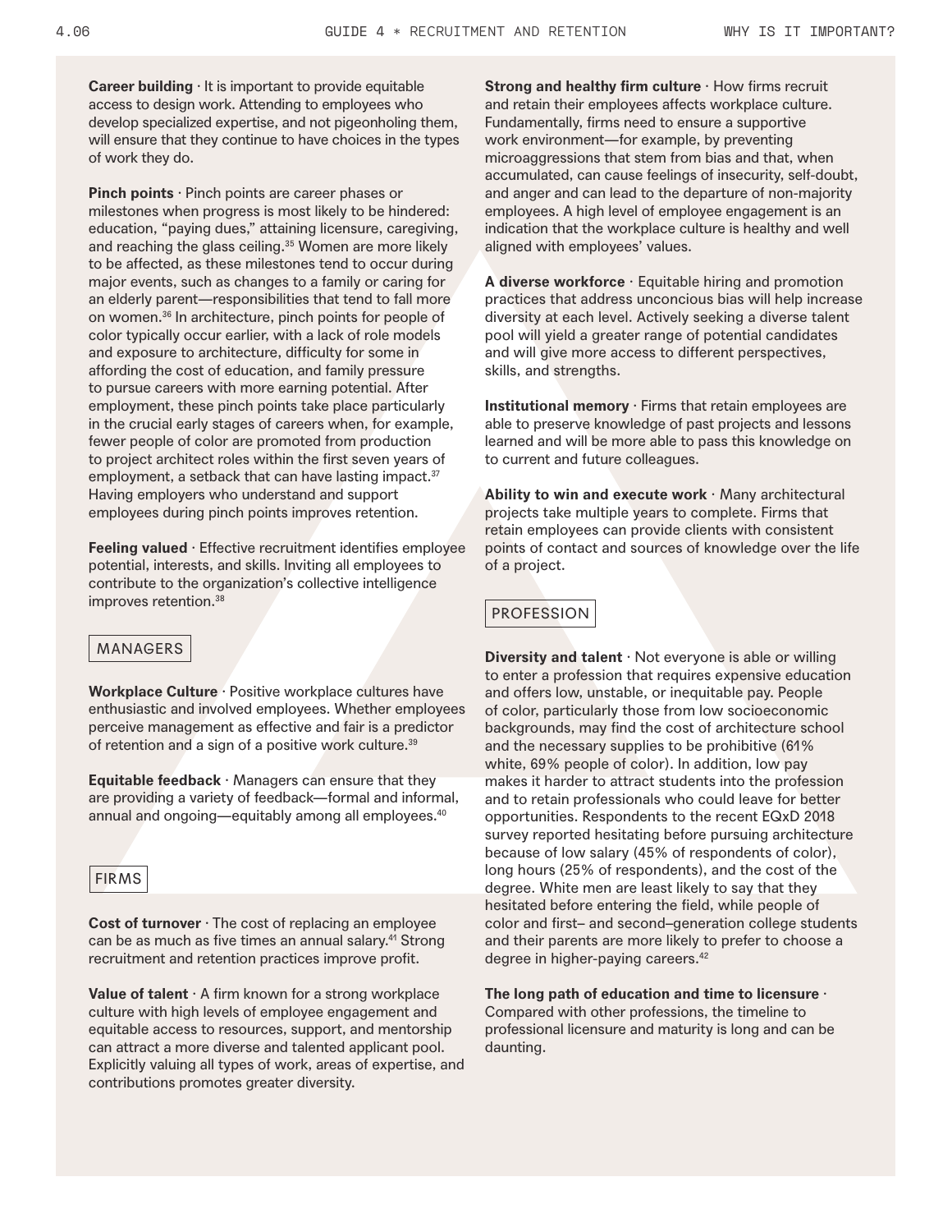**Career building** · It is important to provide equitable access to design work. Attending to employees who develop specialized expertise, and not pigeonholing them, will ensure that they continue to have choices in the types of work they do.

**Pinch points** · Pinch points are career phases or milestones when progress is most likely to be hindered: education, "paying dues," attaining licensure, caregiving, and reaching the glass ceiling.[35] Women are more likely to be affected, as these milestones tend to occur during major events, such as changes to a family or caring for an elderly parent—responsibilities that tend to fall more on women.[36] In architecture, pinch points for people of color typically occur earlier, with a lack of role models and exposure to architecture, difficulty for some in affording the cost of education, and family pressure to pursue careers with more earning potential. After employment, these pinch points take place particularly in the crucial early stages of careers when, for example, fewer people of color are promoted from production to project architect roles within the first seven years of employment, a setback that can have lasting impact.[37] Having employers who understand and support employees during pinch points improves retention.

**Feeling valued** · Effective recruitment identifies employee potential, interests, and skills. Inviting all employees to contribute to the organization's collective intelligence improves retention.[38]

## MANAGERS

**Workplace Culture** · Positive workplace cultures have enthusiastic and involved employees. Whether employees perceive management as effective and fair is a predictor of retention and a sign of a positive work culture.[39]

**Equitable feedback** · Managers can ensure that they are providing a variety of feedback—formal and informal, annual and ongoing—equitably among all employees.[40]

## FIRMS

**Cost of turnover** · The cost of replacing an employee can be as much as five times an annual salary.[41] Strong recruitment and retention practices improve profit.

**Value of talent** · A firm known for a strong workplace culture with high levels of employee engagement and equitable access to resources, support, and mentorship can attract a more diverse and talented applicant pool. Explicitly valuing all types of work, areas of expertise, and contributions promotes greater diversity.

**Strong and healthy firm culture** · How firms recruit and retain their employees affects workplace culture. Fundamentally, firms need to ensure a supportive work environment—for example, by preventing microaggressions that stem from bias and that, when accumulated, can cause feelings of insecurity, self-doubt, and anger and can lead to the departure of non-majority employees. A high level of employee engagement is an indication that the workplace culture is healthy and well aligned with employees' values.

**A diverse workforce** · Equitable hiring and promotion practices that address unconcious bias will help increase diversity at each level. Actively seeking a diverse talent pool will yield a greater range of potential candidates and will give more access to different perspectives, skills, and strengths.

**Institutional memory** · Firms that retain employees are able to preserve knowledge of past projects and lessons learned and will be more able to pass this knowledge on to current and future colleagues.

**Ability to win and execute work** · Many architectural projects take multiple years to complete. Firms that retain employees can provide clients with consistent points of contact and sources of knowledge over the life of a project.

## PROFESSION

**Diversity and talent** · Not everyone is able or willing to enter a profession that requires expensive education and offers low, unstable, or inequitable pay. People of color, particularly those from low socioeconomic backgrounds, may find the cost of architecture school and the necessary supplies to be prohibitive (61% white, 69% people of color). In addition, low pay makes it harder to attract students into the profession and to retain professionals who could leave for better opportunities. Respondents to the recent EQxD 2018 survey reported hesitating before pursuing architecture because of low salary (45% of respondents of color), long hours (25% of respondents), and the cost of the degree. White men are least likely to say that they hesitated before entering the field, while people of color and first– and second–generation college students and their parents are more likely to prefer to choose a degree in higher-paying careers.[42]

**The long path of education and time to licensure** · Compared with other professions, the timeline to professional licensure and maturity is long and can be daunting.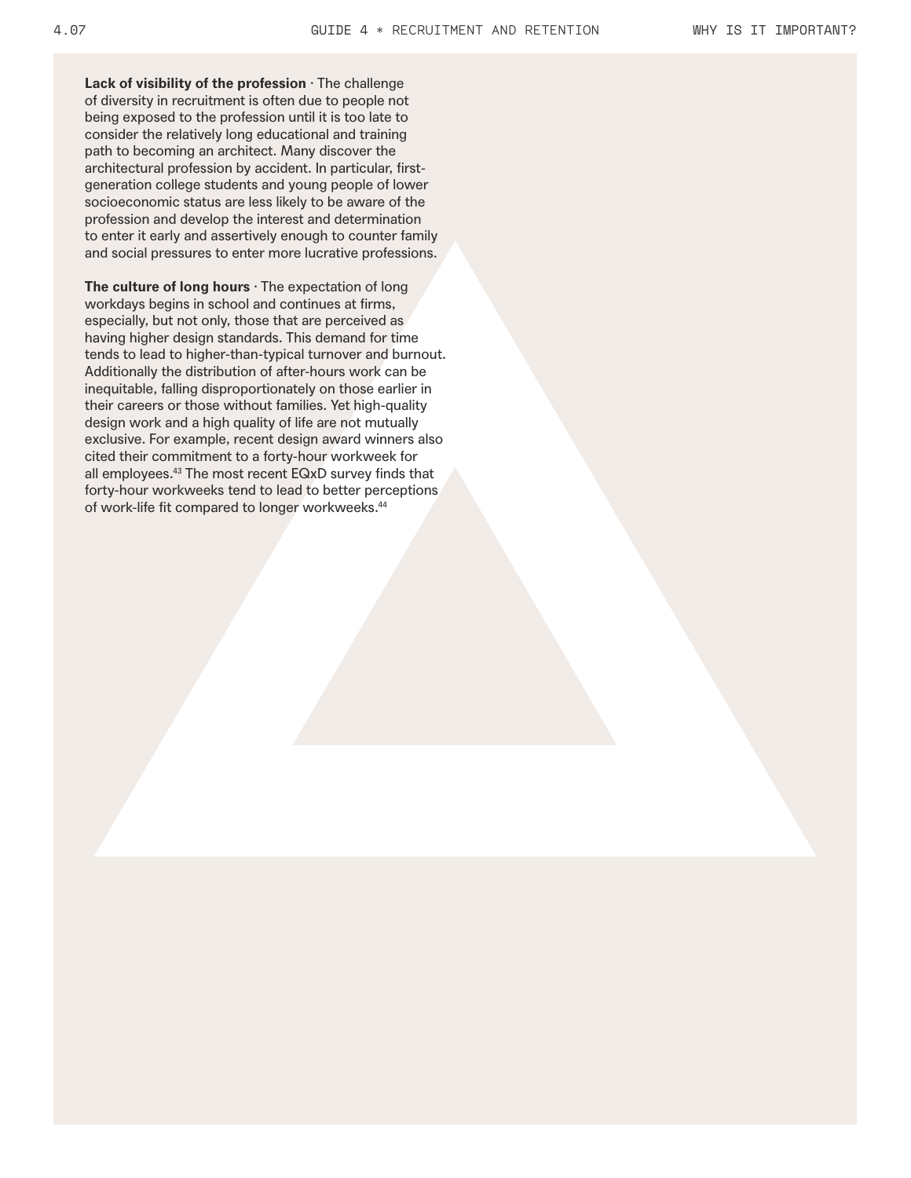**Lack of visibility of the profession** · The challenge of diversity in recruitment is often due to people not being exposed to the profession until it is too late to consider the relatively long educational and training path to becoming an architect. Many discover the architectural profession by accident. In particular, first-generation college students and young people of lower socioeconomic status are less likely to be aware of the profession and develop the interest and determination to enter it early and assertively enough to counter family and social pressures to enter more lucrative professions.

**The culture of long hours** · The expectation of long workdays begins in school and continues at firms, especially, but not only, those that are perceived as having higher design standards. This demand for time tends to lead to higher-than-typical turnover and burnout. Additionally the distribution of after-hours work can be inequitable, falling disproportionately on those earlier in their careers or those without families. Yet high-quality design work and a high quality of life are not mutually exclusive. For example, recent design award winners also cited their commitment to a forty-hour workweek for all employees.[43] The most recent EQxD survey finds that forty-hour workweeks tend to lead to better perceptions of work-life fit compared to longer workweeks.[44]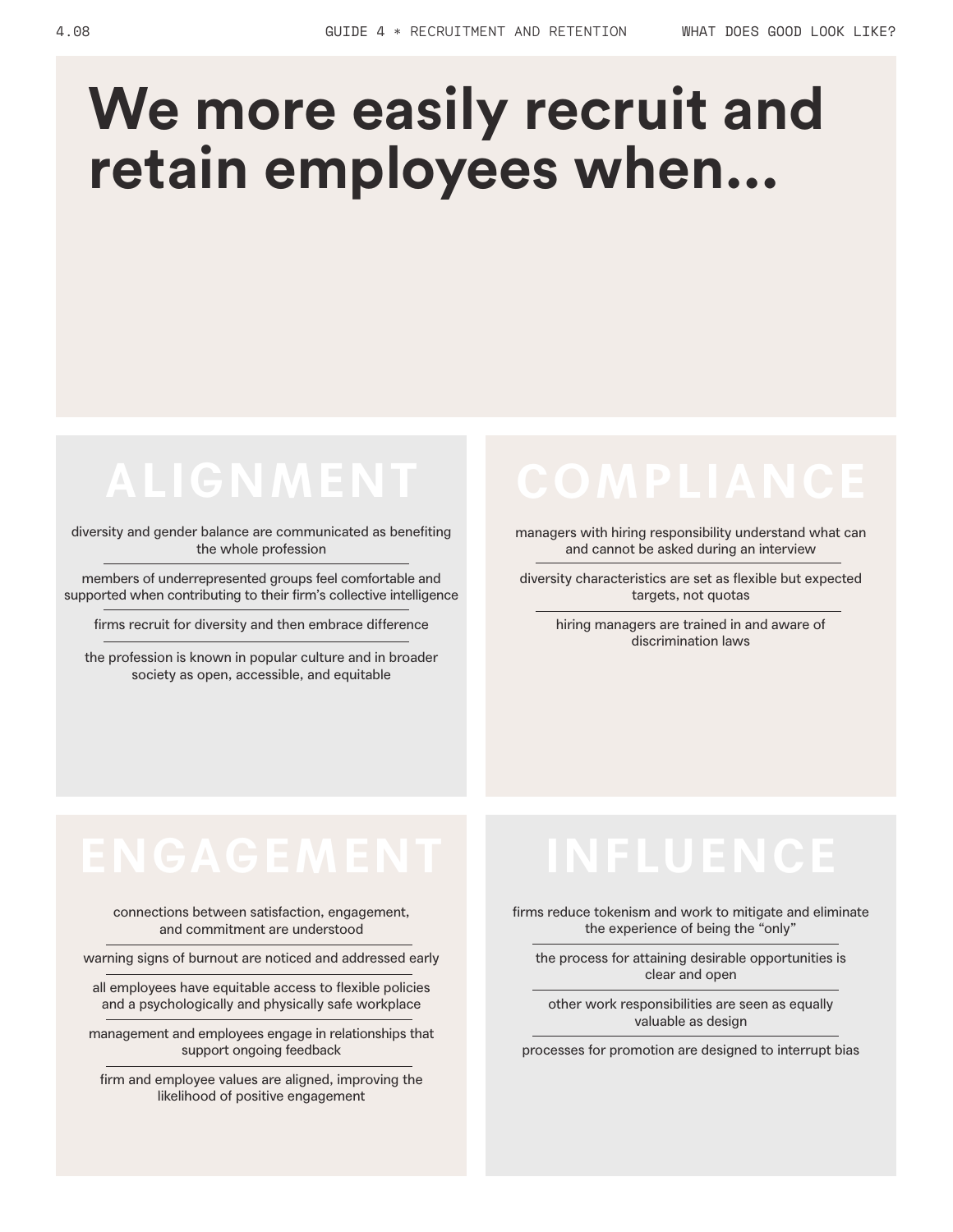# We more easily recruit and retain employees when...

## ALIGNMENT

- diversity and gender balance are communicated as benefiting the whole profession
- members of underrepresented groups feel comfortable and supported when contributing to their firm’s collective intelligence
- firms recruit for diversity and then embrace difference
- the profession is known in popular culture and in broader society as open, accessible, and equitable

## COMPLIANCE

- managers with hiring responsibility understand what can and cannot be asked during an interview
- diversity characteristics are set as flexible but expected targets, not quotas
- hiring managers are trained in and aware of discrimination laws

## ENGAGEMENT

- connections between satisfaction, engagement, and commitment are understood
- warning signs of burnout are noticed and addressed early
- all employees have equitable access to flexible policies and a psychologically and physically safe workplace
- management and employees engage in relationships that support ongoing feedback
- firm and employee values are aligned, improving the likelihood of positive engagement

## INFLUENCE

- firms reduce tokenism and work to mitigate and eliminate the experience of being the “only”
- the process for attaining desirable opportunities is clear and open
- other work responsibilities are seen as equally valuable as design
- processes for promotion are designed to interrupt bias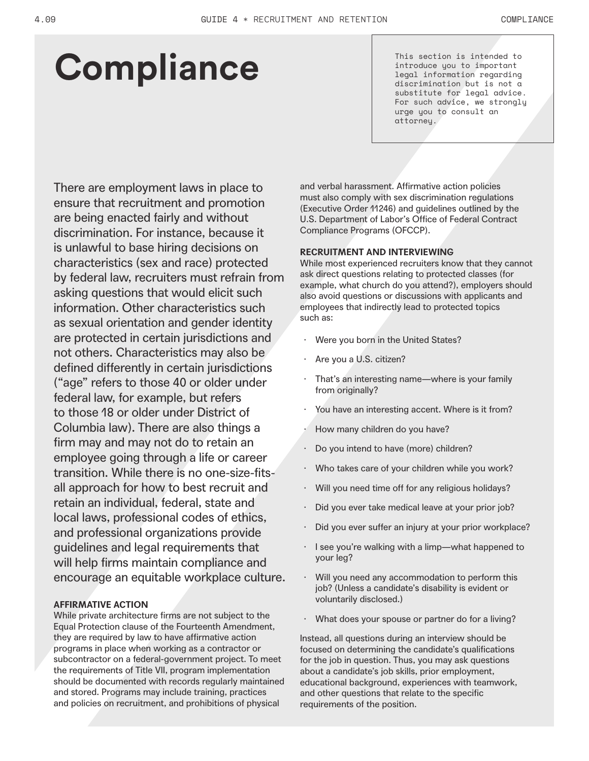# Compliance

> This section is intended to introduce you to important legal information regarding discrimination but is not a substitute for legal advice. For such advice, we strongly urge you to consult an attorney.

There are employment laws in place to ensure that recruitment and promotion are being enacted fairly and without discrimination. For instance, because it is unlawful to base hiring decisions on characteristics (sex and race) protected by federal law, recruiters must refrain from asking questions that would elicit such information. Other characteristics such as sexual orientation and gender identity are protected in certain jurisdictions and not others. Characteristics may also be defined differently in certain jurisdictions ("age" refers to those 40 or older under federal law, for example, but refers to those 18 or older under District of Columbia law). There are also things a firm may and may not do to retain an employee going through a life or career transition. While there is no one-size-fits-all approach for how to best recruit and retain an individual, federal, state and local laws, professional codes of ethics, and professional organizations provide guidelines and legal requirements that will help firms maintain compliance and encourage an equitable workplace culture.

## AFFIRMATIVE ACTION

While private architecture firms are not subject to the Equal Protection clause of the Fourteenth Amendment, they are required by law to have affirmative action programs in place when working as a contractor or subcontractor on a federal-government project. To meet the requirements of Title VII, program implementation should be documented with records regularly maintained and stored. Programs may include training, practices and policies on recruitment, and prohibitions of physical and verbal harassment. Affirmative action policies must also comply with sex discrimination regulations (Executive Order 11246) and guidelines outlined by the U.S. Department of Labor's Office of Federal Contract Compliance Programs (OFCCP).

## RECRUITMENT AND INTERVIEWING

While most experienced recruiters know that they cannot ask direct questions relating to protected classes (for example, what church do you attend?), employers should also avoid questions or discussions with applicants and employees that indirectly lead to protected topics such as:

- Were you born in the United States?
- Are you a U.S. citizen?
- That's an interesting name—where is your family from originally?
- You have an interesting accent. Where is it from?
- How many children do you have?
- Do you intend to have (more) children?
- Who takes care of your children while you work?
- Will you need time off for any religious holidays?
- Did you ever take medical leave at your prior job?
- Did you ever suffer an injury at your prior workplace?
- I see you're walking with a limp—what happened to your leg?
- Will you need any accommodation to perform this job? (Unless a candidate's disability is evident or voluntarily disclosed.)
- What does your spouse or partner do for a living?

Instead, all questions during an interview should be focused on determining the candidate's qualifications for the job in question. Thus, you may ask questions about a candidate's job skills, prior employment, educational background, experiences with teamwork, and other questions that relate to the specific requirements of the position.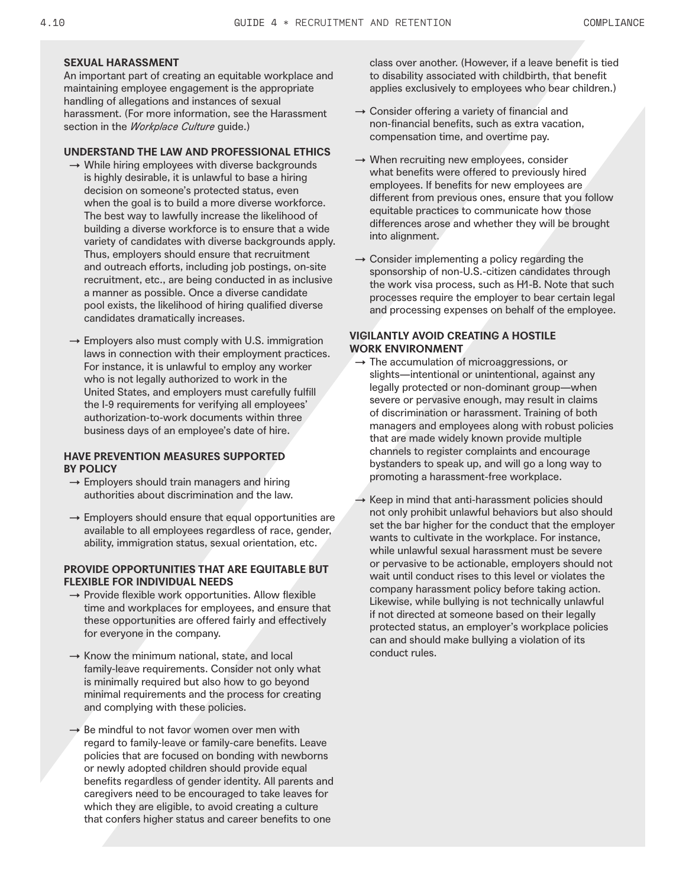## SEXUAL HARASSMENT

An important part of creating an equitable workplace and maintaining employee engagement is the appropriate handling of allegations and instances of sexual harassment. (For more information, see the Harassment section in the *Workplace Culture* guide.)

### UNDERSTAND THE LAW AND PROFESSIONAL ETHICS

- While hiring employees with diverse backgrounds is highly desirable, it is unlawful to base a hiring decision on someone's protected status, even when the goal is to build a more diverse workforce. The best way to lawfully increase the likelihood of building a diverse workforce is to ensure that a wide variety of candidates with diverse backgrounds apply. Thus, employers should ensure that recruitment and outreach efforts, including job postings, on-site recruitment, etc., are being conducted in as inclusive a manner as possible. Once a diverse candidate pool exists, the likelihood of hiring qualified diverse candidates dramatically increases.

- Employers also must comply with U.S. immigration laws in connection with their employment practices. For instance, it is unlawful to employ any worker who is not legally authorized to work in the United States, and employers must carefully fulfill the I-9 requirements for verifying all employees' authorization-to-work documents within three business days of an employee's date of hire.

### HAVE PREVENTION MEASURES SUPPORTED BY POLICY

- Employers should train managers and hiring authorities about discrimination and the law.

- Employers should ensure that equal opportunities are available to all employees regardless of race, gender, ability, immigration status, sexual orientation, etc.

### PROVIDE OPPORTUNITIES THAT ARE EQUITABLE BUT FLEXIBLE FOR INDIVIDUAL NEEDS

- Provide flexible work opportunities. Allow flexible time and workplaces for employees, and ensure that these opportunities are offered fairly and effectively for everyone in the company.

- Know the minimum national, state, and local family-leave requirements. Consider not only what is minimally required but also how to go beyond minimal requirements and the process for creating and complying with these policies.

- Be mindful to not favor women over men with regard to family-leave or family-care benefits. Leave policies that are focused on bonding with newborns or newly adopted children should provide equal benefits regardless of gender identity. All parents and caregivers need to be encouraged to take leaves for which they are eligible, to avoid creating a culture that confers higher status and career benefits to one class over another. (However, if a leave benefit is tied to disability associated with childbirth, that benefit applies exclusively to employees who bear children.)

- Consider offering a variety of financial and non-financial benefits, such as extra vacation, compensation time, and overtime pay.

- When recruiting new employees, consider what benefits were offered to previously hired employees. If benefits for new employees are different from previous ones, ensure that you follow equitable practices to communicate how those differences arose and whether they will be brought into alignment.

- Consider implementing a policy regarding the sponsorship of non-U.S.-citizen candidates through the work visa process, such as H1-B. Note that such processes require the employer to bear certain legal and processing expenses on behalf of the employee.

### VIGILANTLY AVOID CREATING A HOSTILE WORK ENVIRONMENT

- The accumulation of microaggressions, or slights—intentional or unintentional, against any legally protected or non-dominant group—when severe or pervasive enough, may result in claims of discrimination or harassment. Training of both managers and employees along with robust policies that are made widely known provide multiple channels to register complaints and encourage bystanders to speak up, and will go a long way to promoting a harassment-free workplace.

- Keep in mind that anti-harassment policies should not only prohibit unlawful behaviors but also should set the bar higher for the conduct that the employer wants to cultivate in the workplace. For instance, while unlawful sexual harassment must be severe or pervasive to be actionable, employers should not wait until conduct rises to this level or violates the company harassment policy before taking action. Likewise, while bullying is not technically unlawful if not directed at someone based on their legally protected status, an employer's workplace policies can and should make bullying a violation of its conduct rules.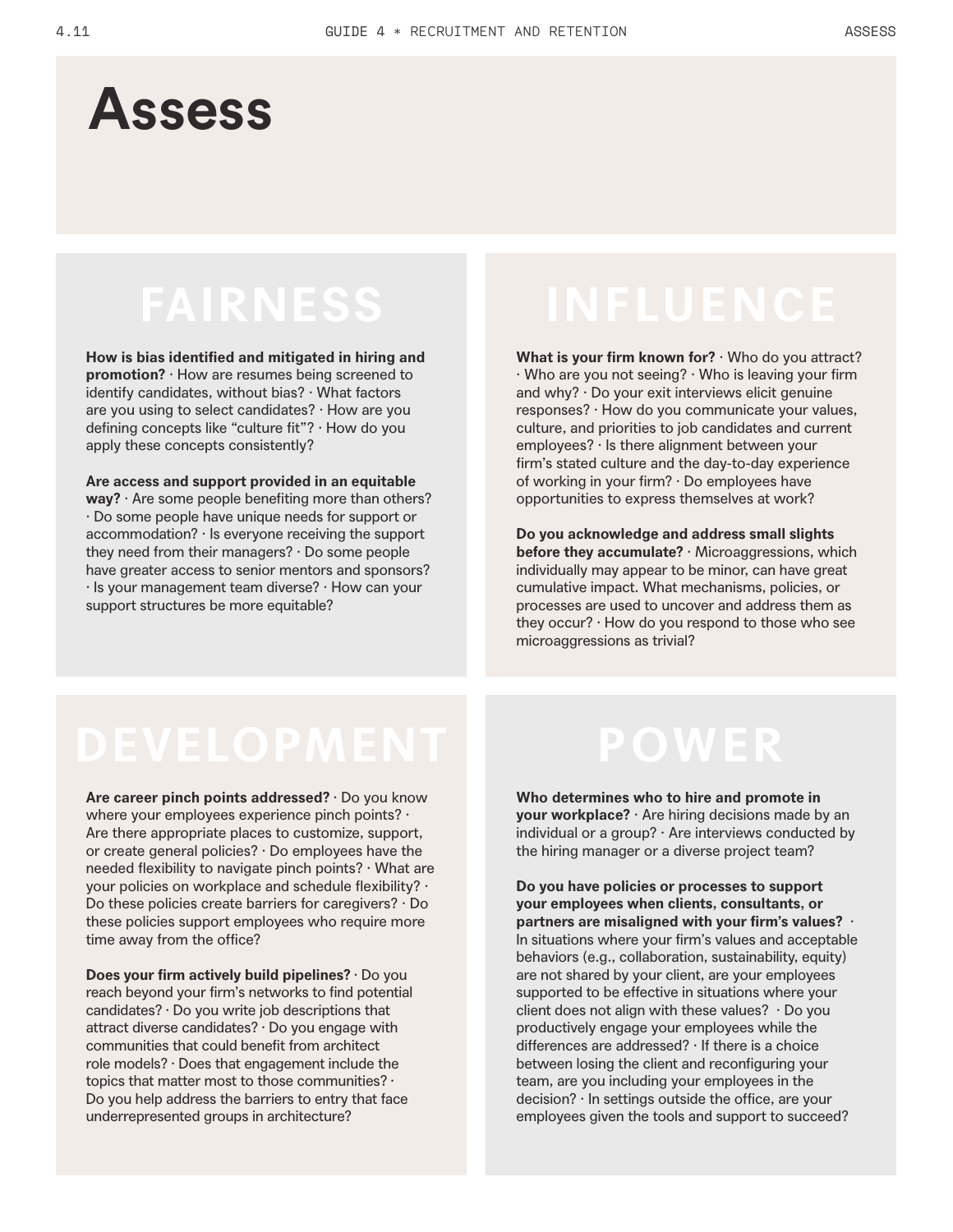# Assess

## FAIRNESS

**How is bias identified and mitigated in hiring and promotion?** · How are resumes being screened to identify candidates, without bias? · What factors are you using to select candidates? · How are you defining concepts like "culture fit"? · How do you apply these concepts consistently?

**Are access and support provided in an equitable way?** · Are some people benefiting more than others? · Do some people have unique needs for support or accommodation? · Is everyone receiving the support they need from their managers? · Do some people have greater access to senior mentors and sponsors? · Is your management team diverse? · How can your support structures be more equitable?

## INFLUENCE

**What is your firm known for?** · Who do you attract? · Who are you not seeing? · Who is leaving your firm and why? · Do your exit interviews elicit genuine responses? · How do you communicate your values, culture, and priorities to job candidates and current employees? · Is there alignment between your firm's stated culture and the day-to-day experience of working in your firm? · Do employees have opportunities to express themselves at work?

**Do you acknowledge and address small slights before they accumulate?** · Microaggressions, which individually may appear to be minor, can have great cumulative impact. What mechanisms, policies, or processes are used to uncover and address them as they occur? · How do you respond to those who see microaggressions as trivial?

## DEVELOPMENT

**Are career pinch points addressed?** · Do you know where your employees experience pinch points? · Are there appropriate places to customize, support, or create general policies? · Do employees have the needed flexibility to navigate pinch points? · What are your policies on workplace and schedule flexibility? · Do these policies create barriers for caregivers? · Do these policies support employees who require more time away from the office?

**Does your firm actively build pipelines?** · Do you reach beyond your firm's networks to find potential candidates? · Do you write job descriptions that attract diverse candidates? · Do you engage with communities that could benefit from architect role models? · Does that engagement include the topics that matter most to those communities? · Do you help address the barriers to entry that face underrepresented groups in architecture?

## POWER

**Who determines who to hire and promote in your workplace?** · Are hiring decisions made by an individual or a group? · Are interviews conducted by the hiring manager or a diverse project team?

**Do you have policies or processes to support your employees when clients, consultants, or partners are misaligned with your firm's values?** · In situations where your firm's values and acceptable behaviors (e.g., collaboration, sustainability, equity) are not shared by your client, are your employees supported to be effective in situations where your client does not align with these values? · Do you productively engage your employees while the differences are addressed? · If there is a choice between losing the client and reconfiguring your team, are you including your employees in the decision? · In settings outside the office, are your employees given the tools and support to succeed?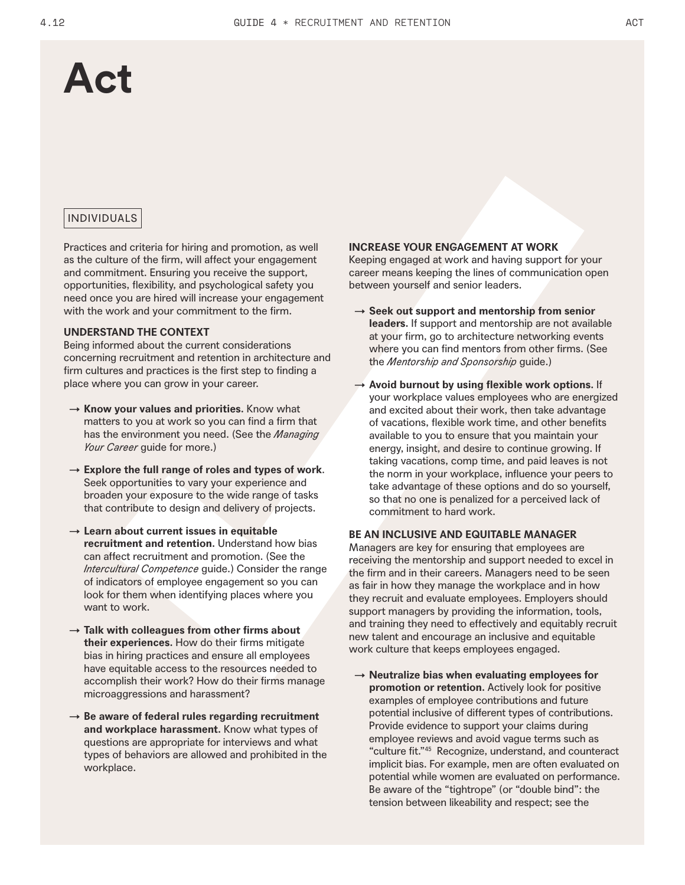# Act

INDIVIDUALS

Practices and criteria for hiring and promotion, as well as the culture of the firm, will affect your engagement and commitment. Ensuring you receive the support, opportunities, flexibility, and psychological safety you need once you are hired will increase your engagement with the work and your commitment to the firm.

**UNDERSTAND THE CONTEXT**
Being informed about the current considerations concerning recruitment and retention in architecture and firm cultures and practices is the first step to finding a place where you can grow in your career.

→ **Know your values and priorities.** Know what matters to you at work so you can find a firm that has the environment you need. (See the *Managing Your Career* guide for more.)

→ **Explore the full range of roles and types of work**. Seek opportunities to vary your experience and broaden your exposure to the wide range of tasks that contribute to design and delivery of projects.

→ **Learn about current issues in equitable recruitment and retention.** Understand how bias can affect recruitment and promotion. (See the *Intercultural Competence* guide.) Consider the range of indicators of employee engagement so you can look for them when identifying places where you want to work.

→ **Talk with colleagues from other firms about their experiences.** How do their firms mitigate bias in hiring practices and ensure all employees have equitable access to the resources needed to accomplish their work? How do their firms manage microaggressions and harassment?

→ **Be aware of federal rules regarding recruitment and workplace harassment.** Know what types of questions are appropriate for interviews and what types of behaviors are allowed and prohibited in the workplace.

**INCREASE YOUR ENGAGEMENT AT WORK**
Keeping engaged at work and having support for your career means keeping the lines of communication open between yourself and senior leaders.

→ **Seek out support and mentorship from senior leaders.** If support and mentorship are not available at your firm, go to architecture networking events where you can find mentors from other firms. (See the *Mentorship and Sponsorship* guide.)

→ **Avoid burnout by using flexible work options.** If your workplace values employees who are energized and excited about their work, then take advantage of vacations, flexible work time, and other benefits available to you to ensure that you maintain your energy, insight, and desire to continue growing. If taking vacations, comp time, and paid leaves is not the norm in your workplace, influence your peers to take advantage of these options and do so yourself, so that no one is penalized for a perceived lack of commitment to hard work.

**BE AN INCLUSIVE AND EQUITABLE MANAGER**
Managers are key for ensuring that employees are receiving the mentorship and support needed to excel in the firm and in their careers. Managers need to be seen as fair in how they manage the workplace and in how they recruit and evaluate employees. Employers should support managers by providing the information, tools, and training they need to effectively and equitably recruit new talent and encourage an inclusive and equitable work culture that keeps employees engaged.

→ **Neutralize bias when evaluating employees for promotion or retention.** Actively look for positive examples of employee contributions and future potential inclusive of different types of contributions. Provide evidence to support your claims during employee reviews and avoid vague terms such as "culture fit."[45] Recognize, understand, and counteract implicit bias. For example, men are often evaluated on potential while women are evaluated on performance. Be aware of the "tightrope" (or "double bind": the tension between likeability and respect; see the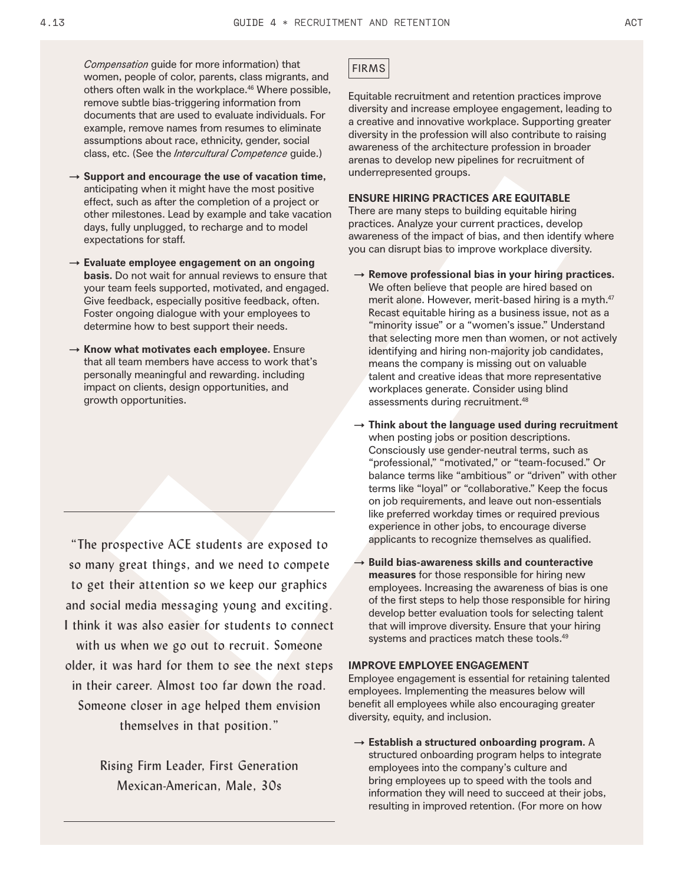*Compensation* guide for more information) that women, people of color, parents, class migrants, and others often walk in the workplace.[46] Where possible, remove subtle bias-triggering information from documents that are used to evaluate individuals. For example, remove names from resumes to eliminate assumptions about race, ethnicity, gender, social class, etc. (See the *Intercultural Competence* guide.)

→ **Support and encourage the use of vacation time,** anticipating when it might have the most positive effect, such as after the completion of a project or other milestones. Lead by example and take vacation days, fully unplugged, to recharge and to model expectations for staff.

→ **Evaluate employee engagement on an ongoing basis.** Do not wait for annual reviews to ensure that your team feels supported, motivated, and engaged. Give feedback, especially positive feedback, often. Foster ongoing dialogue with your employees to determine how to best support their needs.

→ **Know what motivates each employee.** Ensure that all team members have access to work that's personally meaningful and rewarding. including impact on clients, design opportunities, and growth opportunities.

> "The prospective ACE students are exposed to so many great things, and we need to compete to get their attention so we keep our graphics and social media messaging young and exciting. I think it was also easier for students to connect with us when we go out to recruit. Someone older, it was hard for them to see the next steps in their career. Almost too far down the road. Someone closer in age helped them envision themselves in that position."
>
> Rising Firm Leader, First Generation Mexican-American, Male, 30s

## FIRMS

Equitable recruitment and retention practices improve diversity and increase employee engagement, leading to a creative and innovative workplace. Supporting greater diversity in the profession will also contribute to raising awareness of the architecture profession in broader arenas to develop new pipelines for recruitment of underrepresented groups.

### ENSURE HIRING PRACTICES ARE EQUITABLE

There are many steps to building equitable hiring practices. Analyze your current practices, develop awareness of the impact of bias, and then identify where you can disrupt bias to improve workplace diversity.

→ **Remove professional bias in your hiring practices.** We often believe that people are hired based on merit alone. However, merit-based hiring is a myth.[47] Recast equitable hiring as a business issue, not as a "minority issue" or a "women's issue." Understand that selecting more men than women, or not actively identifying and hiring non-majority job candidates, means the company is missing out on valuable talent and creative ideas that more representative workplaces generate. Consider using blind assessments during recruitment.[48]

→ **Think about the language used during recruitment** when posting jobs or position descriptions. Consciously use gender-neutral terms, such as "professional," "motivated," or "team-focused." Or balance terms like "ambitious" or "driven" with other terms like "loyal" or "collaborative." Keep the focus on job requirements, and leave out non-essentials like preferred workday times or required previous experience in other jobs, to encourage diverse applicants to recognize themselves as qualified.

→ **Build bias-awareness skills and counteractive measures** for those responsible for hiring new employees. Increasing the awareness of bias is one of the first steps to help those responsible for hiring develop better evaluation tools for selecting talent that will improve diversity. Ensure that your hiring systems and practices match these tools.[49]

### IMPROVE EMPLOYEE ENGAGEMENT

Employee engagement is essential for retaining talented employees. Implementing the measures below will benefit all employees while also encouraging greater diversity, equity, and inclusion.

→ **Establish a structured onboarding program.** A structured onboarding program helps to integrate employees into the company's culture and bring employees up to speed with the tools and information they will need to succeed at their jobs, resulting in improved retention. (For more on how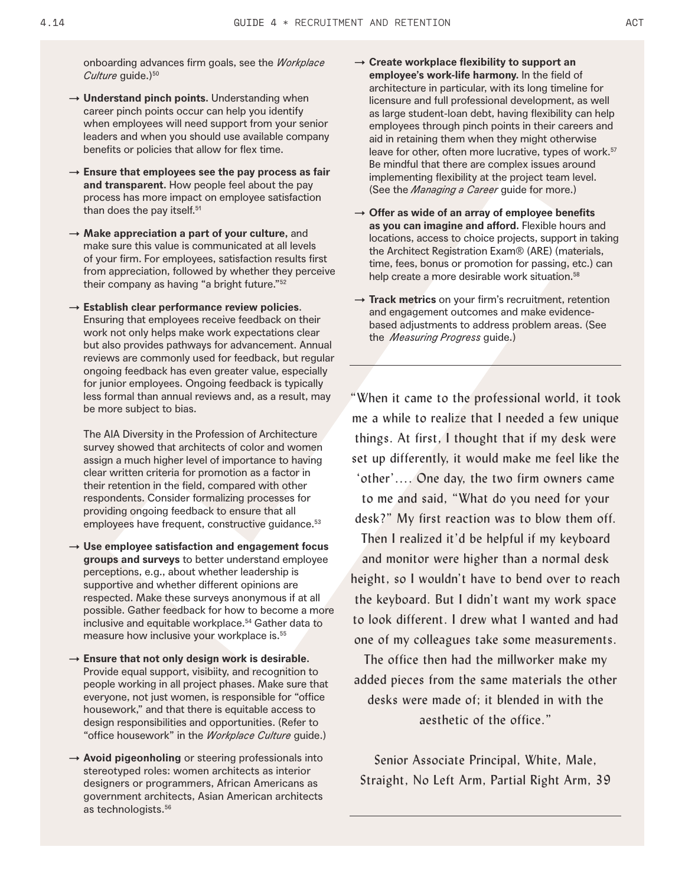onboarding advances firm goals, see the *Workplace Culture* guide.)[50]

→ **Understand pinch points.** Understanding when career pinch points occur can help you identify when employees will need support from your senior leaders and when you should use available company benefits or policies that allow for flex time.

→ **Ensure that employees see the pay process as fair and transparent.** How people feel about the pay process has more impact on employee satisfaction than does the pay itself.[51]

→ **Make appreciation a part of your culture,** and make sure this value is communicated at all levels of your firm. For employees, satisfaction results first from appreciation, followed by whether they perceive their company as having "a bright future."[52]

→ **Establish clear performance review policies.** Ensuring that employees receive feedback on their work not only helps make work expectations clear but also provides pathways for advancement. Annual reviews are commonly used for feedback, but regular ongoing feedback has even greater value, especially for junior employees. Ongoing feedback is typically less formal than annual reviews and, as a result, may be more subject to bias.

The AIA Diversity in the Profession of Architecture survey showed that architects of color and women assign a much higher level of importance to having clear written criteria for promotion as a factor in their retention in the field, compared with other respondents. Consider formalizing processes for providing ongoing feedback to ensure that all employees have frequent, constructive guidance.[53]

→ **Use employee satisfaction and engagement focus groups and surveys** to better understand employee perceptions, e.g., about whether leadership is supportive and whether different opinions are respected. Make these surveys anonymous if at all possible. Gather feedback for how to become a more inclusive and equitable workplace.[54] Gather data to measure how inclusive your workplace is.[55]

→ **Ensure that not only design work is desirable.** Provide equal support, visibiity, and recognition to people working in all project phases. Make sure that everyone, not just women, is responsible for "office housework," and that there is equitable access to design responsibilities and opportunities. (Refer to "office housework" in the *Workplace Culture* guide.)

→ **Avoid pigeonholing** or steering professionals into stereotyped roles: women architects as interior designers or programmers, African Americans as government architects, Asian American architects as technologists.[56]

→ **Create workplace flexibility to support an employee's work-life harmony.** In the field of architecture in particular, with its long timeline for licensure and full professional development, as well as large student-loan debt, having flexibility can help employees through pinch points in their careers and aid in retaining them when they might otherwise leave for other, often more lucrative, types of work.[57] Be mindful that there are complex issues around implementing flexibility at the project team level. (See the *Managing a Career* guide for more.)

→ **Offer as wide of an array of employee benefits as you can imagine and afford.** Flexible hours and locations, access to choice projects, support in taking the Architect Registration Exam® (ARE) (materials, time, fees, bonus or promotion for passing, etc.) can help create a more desirable work situation.[58]

→ **Track metrics** on your firm's recruitment, retention and engagement outcomes and make evidence-based adjustments to address problem areas. (See the *Measuring Progress* guide.)

---

"When it came to the professional world, it took me a while to realize that I needed a few unique things. At first, I thought that if my desk were set up differently, it would make me feel like the 'other'.... One day, the two firm owners came to me and said, "What do you need for your desk?" My first reaction was to blow them off. Then I realized it'd be helpful if my keyboard and monitor were higher than a normal desk height, so I wouldn't have to bend over to reach the keyboard. But I didn't want my work space to look different. I drew what I wanted and had one of my colleagues take some measurements. The office then had the millworker make my added pieces from the same materials the other desks were made of; it blended in with the aesthetic of the office."

Senior Associate Principal, White, Male, Straight, No Left Arm, Partial Right Arm, 39

---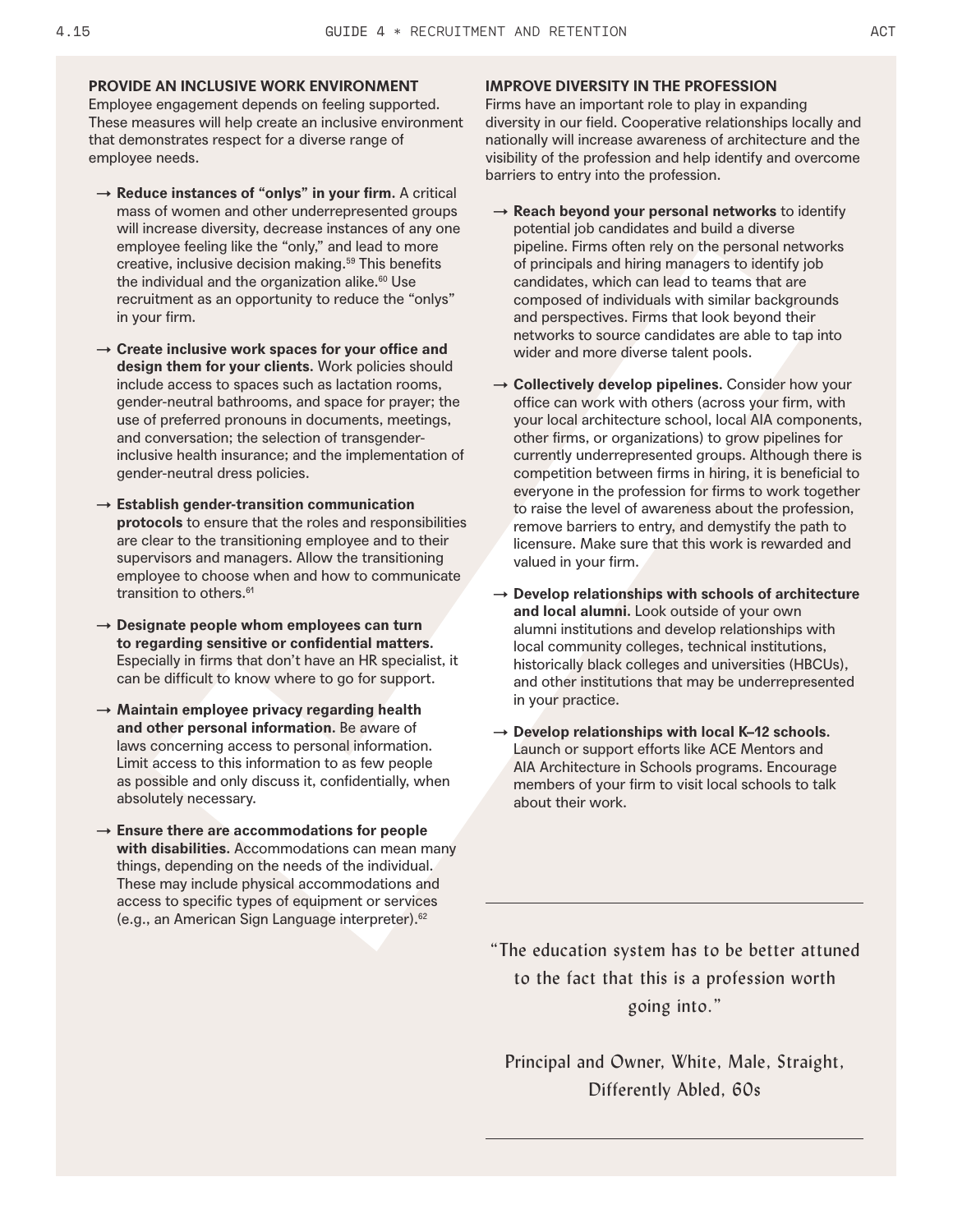### PROVIDE AN INCLUSIVE WORK ENVIRONMENT

Employee engagement depends on feeling supported. These measures will help create an inclusive environment that demonstrates respect for a diverse range of employee needs.

→ **Reduce instances of "onlys" in your firm.** A critical mass of women and other underrepresented groups will increase diversity, decrease instances of any one employee feeling like the "only," and lead to more creative, inclusive decision making.[59] This benefits the individual and the organization alike.[60] Use recruitment as an opportunity to reduce the "onlys" in your firm.

→ **Create inclusive work spaces for your office and design them for your clients.** Work policies should include access to spaces such as lactation rooms, gender-neutral bathrooms, and space for prayer; the use of preferred pronouns in documents, meetings, and conversation; the selection of transgender-inclusive health insurance; and the implementation of gender-neutral dress policies.

→ **Establish gender-transition communication protocols** to ensure that the roles and responsibilities are clear to the transitioning employee and to their supervisors and managers. Allow the transitioning employee to choose when and how to communicate transition to others.[61]

→ **Designate people whom employees can turn to regarding sensitive or confidential matters.** Especially in firms that don't have an HR specialist, it can be difficult to know where to go for support.

→ **Maintain employee privacy regarding health and other personal information.** Be aware of laws concerning access to personal information. Limit access to this information to as few people as possible and only discuss it, confidentially, when absolutely necessary.

→ **Ensure there are accommodations for people with disabilities.** Accommodations can mean many things, depending on the needs of the individual. These may include physical accommodations and access to specific types of equipment or services (e.g., an American Sign Language interpreter).[62]

### IMPROVE DIVERSITY IN THE PROFESSION

Firms have an important role to play in expanding diversity in our field. Cooperative relationships locally and nationally will increase awareness of architecture and the visibility of the profession and help identify and overcome barriers to entry into the profession.

→ **Reach beyond your personal networks** to identify potential job candidates and build a diverse pipeline. Firms often rely on the personal networks of principals and hiring managers to identify job candidates, which can lead to teams that are composed of individuals with similar backgrounds and perspectives. Firms that look beyond their networks to source candidates are able to tap into wider and more diverse talent pools.

→ **Collectively develop pipelines.** Consider how your office can work with others (across your firm, with your local architecture school, local AIA components, other firms, or organizations) to grow pipelines for currently underrepresented groups. Although there is competition between firms in hiring, it is beneficial to everyone in the profession for firms to work together to raise the level of awareness about the profession, remove barriers to entry, and demystify the path to licensure. Make sure that this work is rewarded and valued in your firm.

→ **Develop relationships with schools of architecture and local alumni.** Look outside of your own alumni institutions and develop relationships with local community colleges, technical institutions, historically black colleges and universities (HBCUs), and other institutions that may be underrepresented in your practice.

→ **Develop relationships with local K–12 schools.** Launch or support efforts like ACE Mentors and AIA Architecture in Schools programs. Encourage members of your firm to visit local schools to talk about their work.

---

"The education system has to be better attuned to the fact that this is a profession worth going into."

Principal and Owner, White, Male, Straight, Differently Abled, 60s

---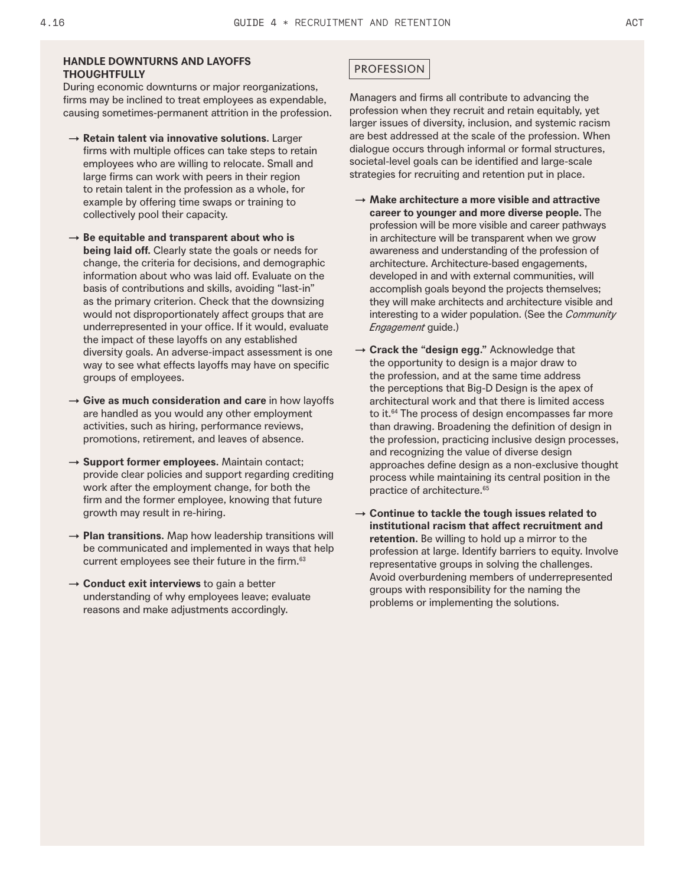### HANDLE DOWNTURNS AND LAYOFFS THOUGHTFULLY

During economic downturns or major reorganizations, firms may be inclined to treat employees as expendable, causing sometimes-permanent attrition in the profession.

- → **Retain talent via innovative solutions.** Larger firms with multiple offices can take steps to retain employees who are willing to relocate. Small and large firms can work with peers in their region to retain talent in the profession as a whole, for example by offering time swaps or training to collectively pool their capacity.
- → **Be equitable and transparent about who is being laid off.** Clearly state the goals or needs for change, the criteria for decisions, and demographic information about who was laid off. Evaluate on the basis of contributions and skills, avoiding "last-in" as the primary criterion. Check that the downsizing would not disproportionately affect groups that are underrepresented in your office. If it would, evaluate the impact of these layoffs on any established diversity goals. An adverse-impact assessment is one way to see what effects layoffs may have on specific groups of employees.
- → **Give as much consideration and care** in how layoffs are handled as you would any other employment activities, such as hiring, performance reviews, promotions, retirement, and leaves of absence.
- → **Support former employees.** Maintain contact; provide clear policies and support regarding crediting work after the employment change, for both the firm and the former employee, knowing that future growth may result in re-hiring.
- → **Plan transitions.** Map how leadership transitions will be communicated and implemented in ways that help current employees see their future in the firm.[63]
- → **Conduct exit interviews** to gain a better understanding of why employees leave; evaluate reasons and make adjustments accordingly.

### PROFESSION

Managers and firms all contribute to advancing the profession when they recruit and retain equitably, yet larger issues of diversity, inclusion, and systemic racism are best addressed at the scale of the profession. When dialogue occurs through informal or formal structures, societal-level goals can be identified and large-scale strategies for recruiting and retention put in place.

- → **Make architecture a more visible and attractive career to younger and more diverse people.** The profession will be more visible and career pathways in architecture will be transparent when we grow awareness and understanding of the profession of architecture. Architecture-based engagements, developed in and with external communities, will accomplish goals beyond the projects themselves; they will make architects and architecture visible and interesting to a wider population. (See the *Community Engagement* guide.)
- → **Crack the "design egg."** Acknowledge that the opportunity to design is a major draw to the profession, and at the same time address the perceptions that Big-D Design is the apex of architectural work and that there is limited access to it.[64] The process of design encompasses far more than drawing. Broadening the definition of design in the profession, practicing inclusive design processes, and recognizing the value of diverse design approaches define design as a non-exclusive thought process while maintaining its central position in the practice of architecture.[65]
- → **Continue to tackle the tough issues related to institutional racism that affect recruitment and retention.** Be willing to hold up a mirror to the profession at large. Identify barriers to equity. Involve representative groups in solving the challenges. Avoid overburdening members of underrepresented groups with responsibility for the naming the problems or implementing the solutions.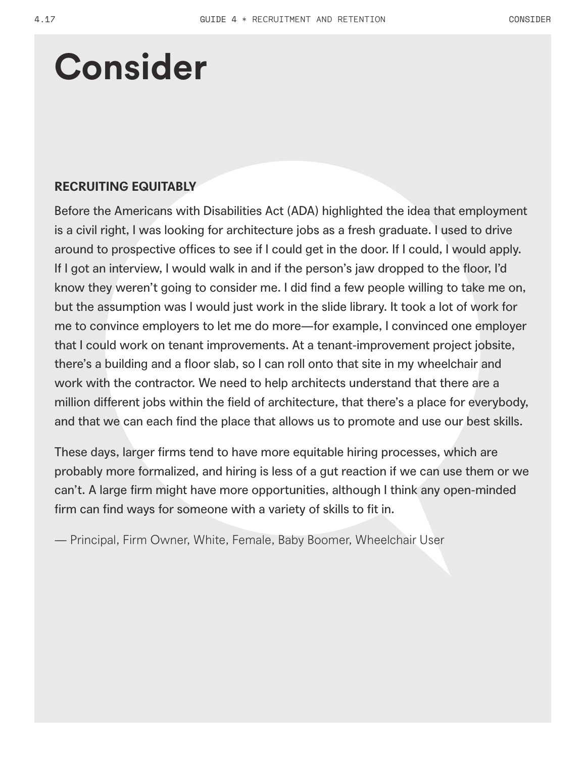# Consider

**RECRUITING EQUITABLY**

Before the Americans with Disabilities Act (ADA) highlighted the idea that employment is a civil right, I was looking for architecture jobs as a fresh graduate. I used to drive around to prospective offices to see if I could get in the door. If I could, I would apply. If I got an interview, I would walk in and if the person's jaw dropped to the floor, I'd know they weren't going to consider me. I did find a few people willing to take me on, but the assumption was I would just work in the slide library. It took a lot of work for me to convince employers to let me do more—for example, I convinced one employer that I could work on tenant improvements. At a tenant-improvement project jobsite, there's a building and a floor slab, so I can roll onto that site in my wheelchair and work with the contractor. We need to help architects understand that there are a million different jobs within the field of architecture, that there's a place for everybody, and that we can each find the place that allows us to promote and use our best skills.

These days, larger firms tend to have more equitable hiring processes, which are probably more formalized, and hiring is less of a gut reaction if we can use them or we can't. A large firm might have more opportunities, although I think any open-minded firm can find ways for someone with a variety of skills to fit in.

— Principal, Firm Owner, White, Female, Baby Boomer, Wheelchair User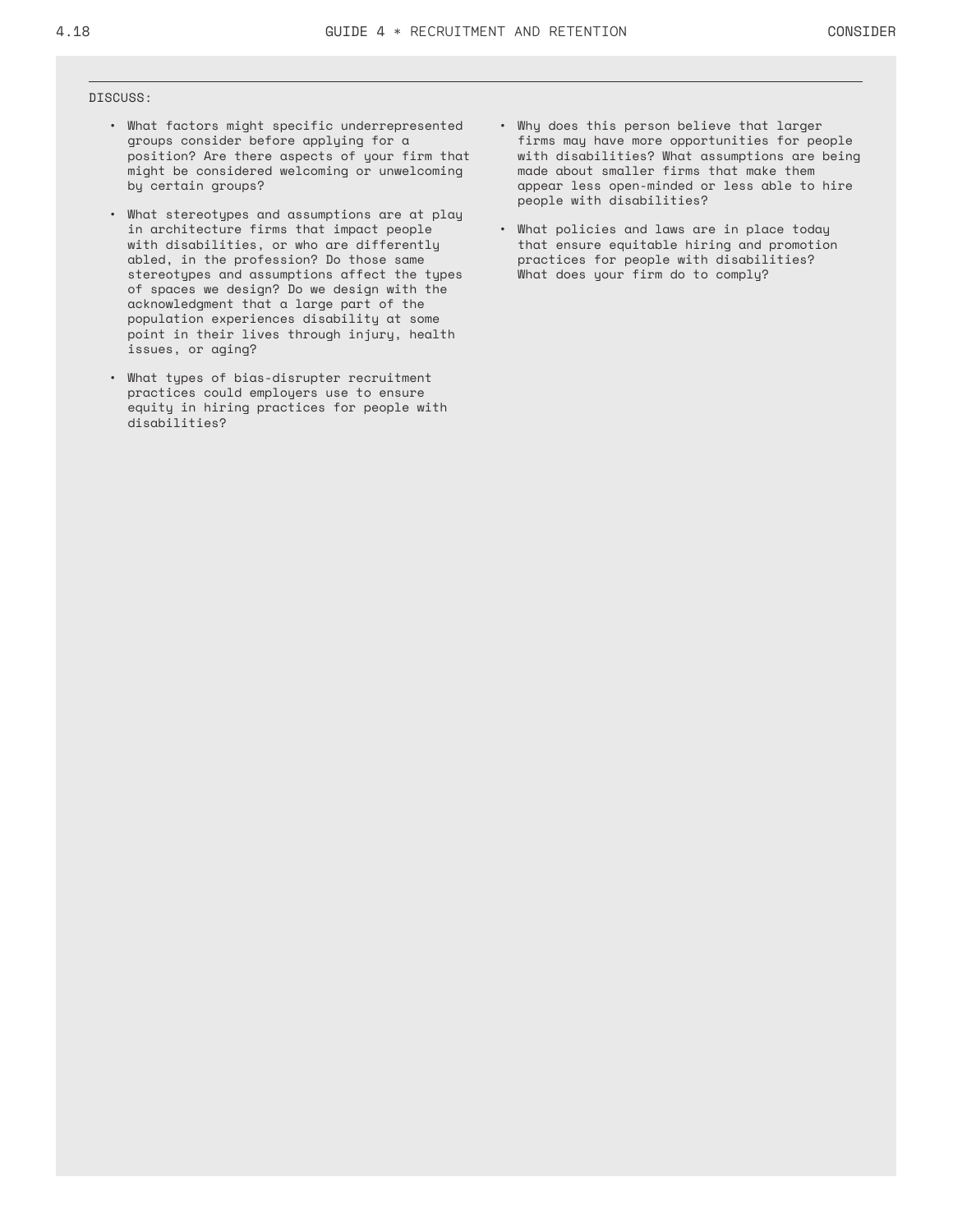DISCUSS:

- What factors might specific underrepresented groups consider before applying for a position? Are there aspects of your firm that might be considered welcoming or unwelcoming by certain groups?
- What stereotypes and assumptions are at play in architecture firms that impact people with disabilities, or who are differently abled, in the profession? Do those same stereotypes and assumptions affect the types of spaces we design? Do we design with the acknowledgment that a large part of the population experiences disability at some point in their lives through injury, health issues, or aging?
- What types of bias-disrupter recruitment practices could employers use to ensure equity in hiring practices for people with disabilities?
- Why does this person believe that larger firms may have more opportunities for people with disabilities? What assumptions are being made about smaller firms that make them appear less open-minded or less able to hire people with disabilities?
- What policies and laws are in place today that ensure equitable hiring and promotion practices for people with disabilities? What does your firm do to comply?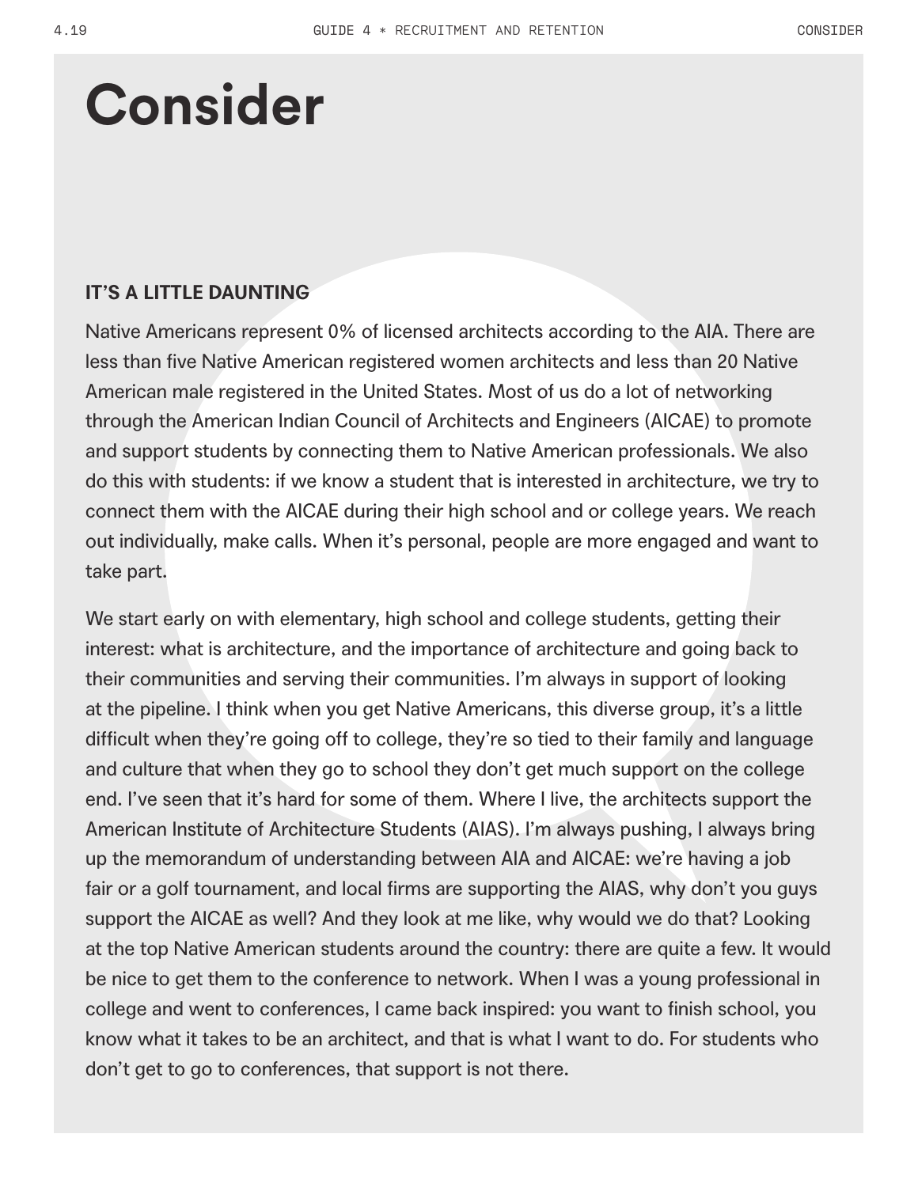# Consider

### IT'S A LITTLE DAUNTING

Native Americans represent 0% of licensed architects according to the AIA. There are less than five Native American registered women architects and less than 20 Native American male registered in the United States. Most of us do a lot of networking through the American Indian Council of Architects and Engineers (AICAE) to promote and support students by connecting them to Native American professionals. We also do this with students: if we know a student that is interested in architecture, we try to connect them with the AICAE during their high school and or college years. We reach out individually, make calls. When it's personal, people are more engaged and want to take part.

We start early on with elementary, high school and college students, getting their interest: what is architecture, and the importance of architecture and going back to their communities and serving their communities. I'm always in support of looking at the pipeline. I think when you get Native Americans, this diverse group, it's a little difficult when they're going off to college, they're so tied to their family and language and culture that when they go to school they don't get much support on the college end. I've seen that it's hard for some of them. Where I live, the architects support the American Institute of Architecture Students (AIAS). I'm always pushing, I always bring up the memorandum of understanding between AIA and AICAE: we're having a job fair or a golf tournament, and local firms are supporting the AIAS, why don't you guys support the AICAE as well? And they look at me like, why would we do that? Looking at the top Native American students around the country: there are quite a few. It would be nice to get them to the conference to network. When I was a young professional in college and went to conferences, I came back inspired: you want to finish school, you know what it takes to be an architect, and that is what I want to do. For students who don't get to go to conferences, that support is not there.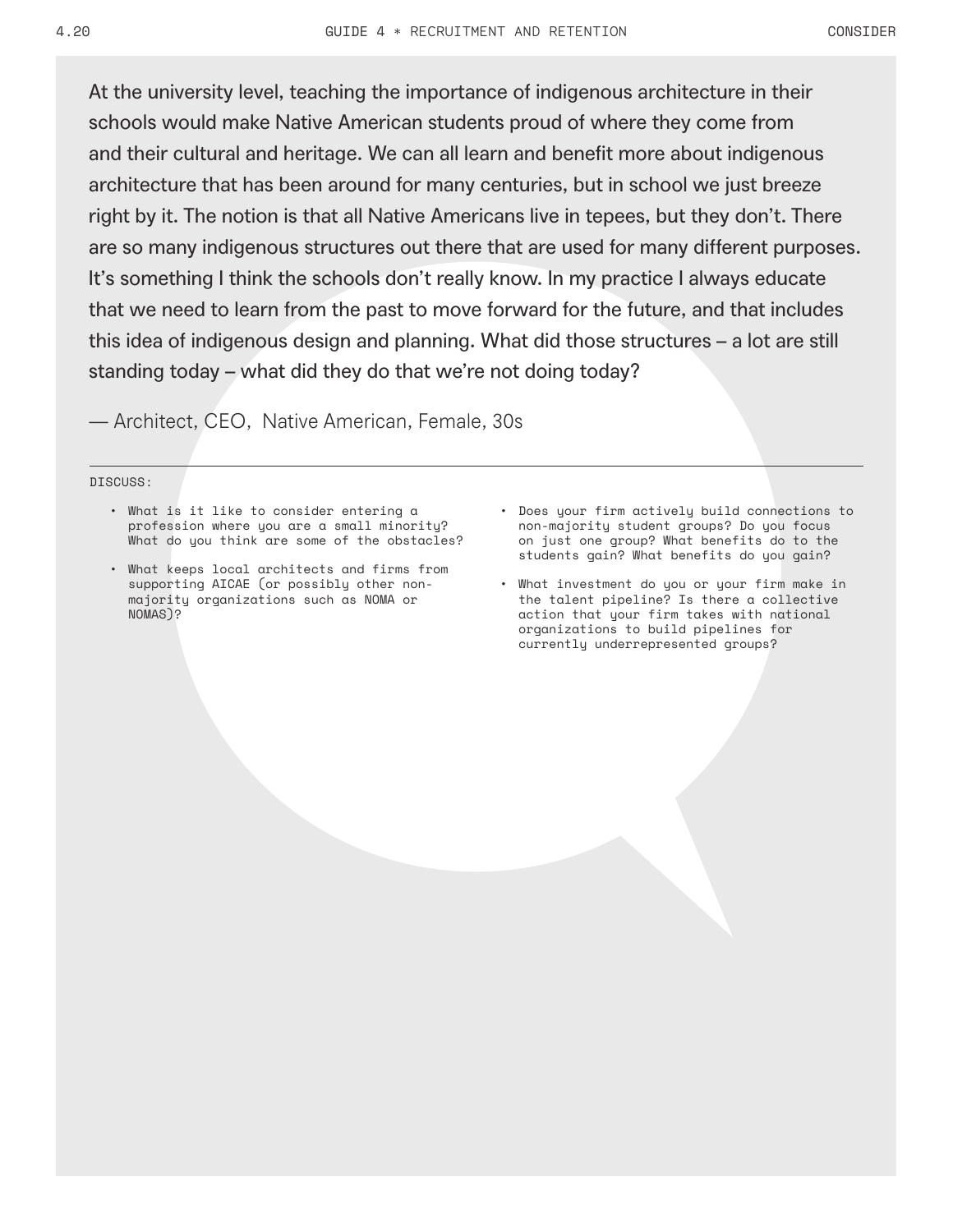At the university level, teaching the importance of indigenous architecture in their schools would make Native American students proud of where they come from and their cultural and heritage. We can all learn and benefit more about indigenous architecture that has been around for many centuries, but in school we just breeze right by it. The notion is that all Native Americans live in tepees, but they don't. There are so many indigenous structures out there that are used for many different purposes. It's something I think the schools don't really know. In my practice I always educate that we need to learn from the past to move forward for the future, and that includes this idea of indigenous design and planning. What did those structures – a lot are still standing today – what did they do that we're not doing today?

— Architect, CEO, Native American, Female, 30s

---

DISCUSS:

- What is it like to consider entering a profession where you are a small minority? What do you think are some of the obstacles?
- What keeps local architects and firms from supporting AICAE (or possibly other non-majority organizations such as NOMA or NOMAS)?
- Does your firm actively build connections to non-majority student groups? Do you focus on just one group? What benefits do to the students gain? What benefits do you gain?
- What investment do you or your firm make in the talent pipeline? Is there a collective action that your firm takes with national organizations to build pipelines for currently underrepresented groups?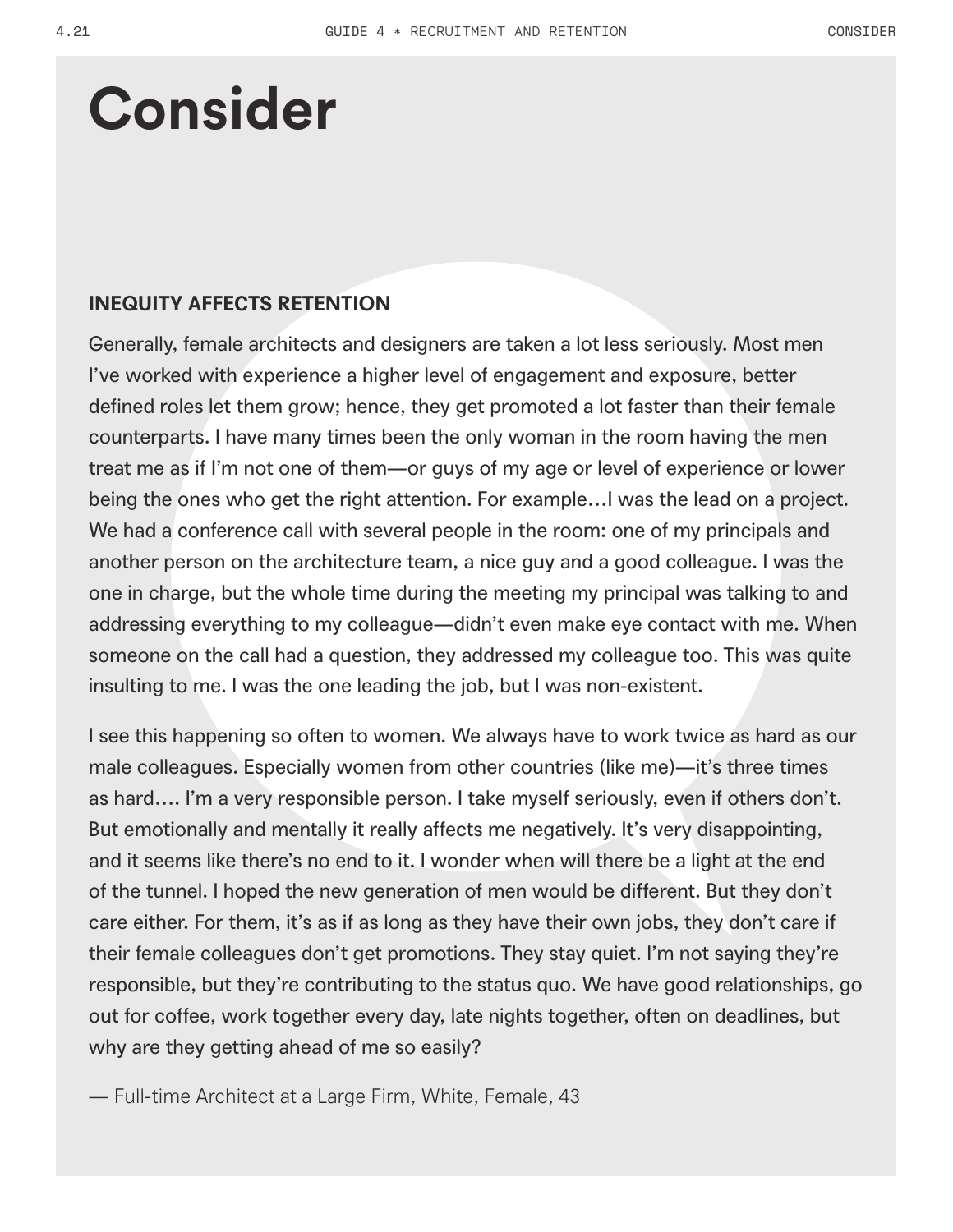# Consider

### INEQUITY AFFECTS RETENTION

Generally, female architects and designers are taken a lot less seriously. Most men I've worked with experience a higher level of engagement and exposure, better defined roles let them grow; hence, they get promoted a lot faster than their female counterparts. I have many times been the only woman in the room having the men treat me as if I'm not one of them—or guys of my age or level of experience or lower being the ones who get the right attention. For example…I was the lead on a project. We had a conference call with several people in the room: one of my principals and another person on the architecture team, a nice guy and a good colleague. I was the one in charge, but the whole time during the meeting my principal was talking to and addressing everything to my colleague—didn't even make eye contact with me. When someone on the call had a question, they addressed my colleague too. This was quite insulting to me. I was the one leading the job, but I was non-existent.

I see this happening so often to women. We always have to work twice as hard as our male colleagues. Especially women from other countries (like me)—it's three times as hard…. I'm a very responsible person. I take myself seriously, even if others don't. But emotionally and mentally it really affects me negatively. It's very disappointing, and it seems like there's no end to it. I wonder when will there be a light at the end of the tunnel. I hoped the new generation of men would be different. But they don't care either. For them, it's as if as long as they have their own jobs, they don't care if their female colleagues don't get promotions. They stay quiet. I'm not saying they're responsible, but they're contributing to the status quo. We have good relationships, go out for coffee, work together every day, late nights together, often on deadlines, but why are they getting ahead of me so easily?

— Full-time Architect at a Large Firm, White, Female, 43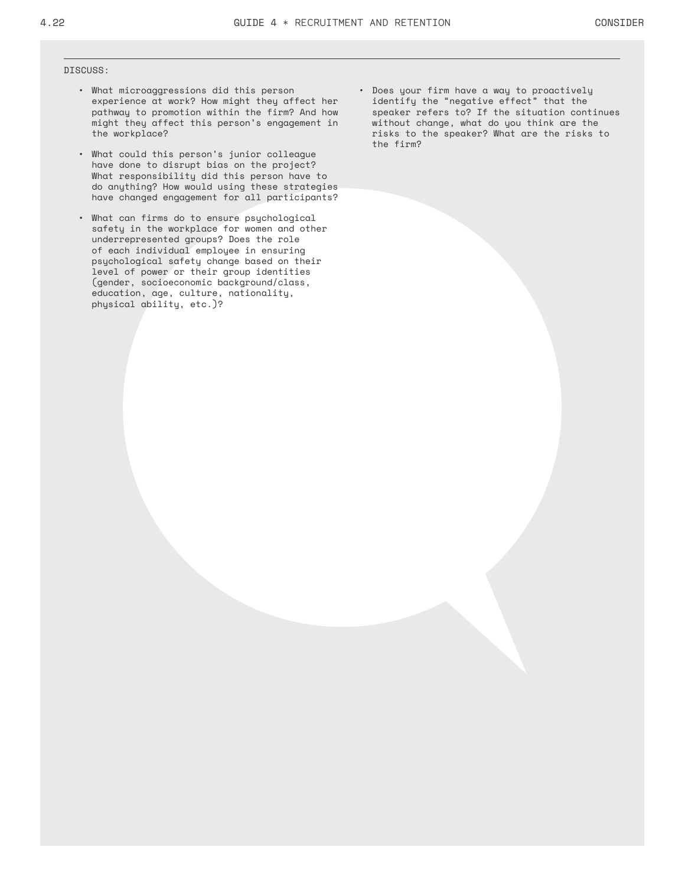DISCUSS:

- What microaggressions did this person experience at work? How might they affect her pathway to promotion within the firm? And how might they affect this person's engagement in the workplace?
- What could this person's junior colleague have done to disrupt bias on the project? What responsibility did this person have to do anything? How would using these strategies have changed engagement for all participants?
- What can firms do to ensure psychological safety in the workplace for women and other underrepresented groups? Does the role of each individual employee in ensuring psychological safety change based on their level of power or their group identities (gender, socioeconomic background/class, education, age, culture, nationality, physical ability, etc.)?
- Does your firm have a way to proactively identify the "negative effect" that the speaker refers to? If the situation continues without change, what do you think are the risks to the speaker? What are the risks to the firm?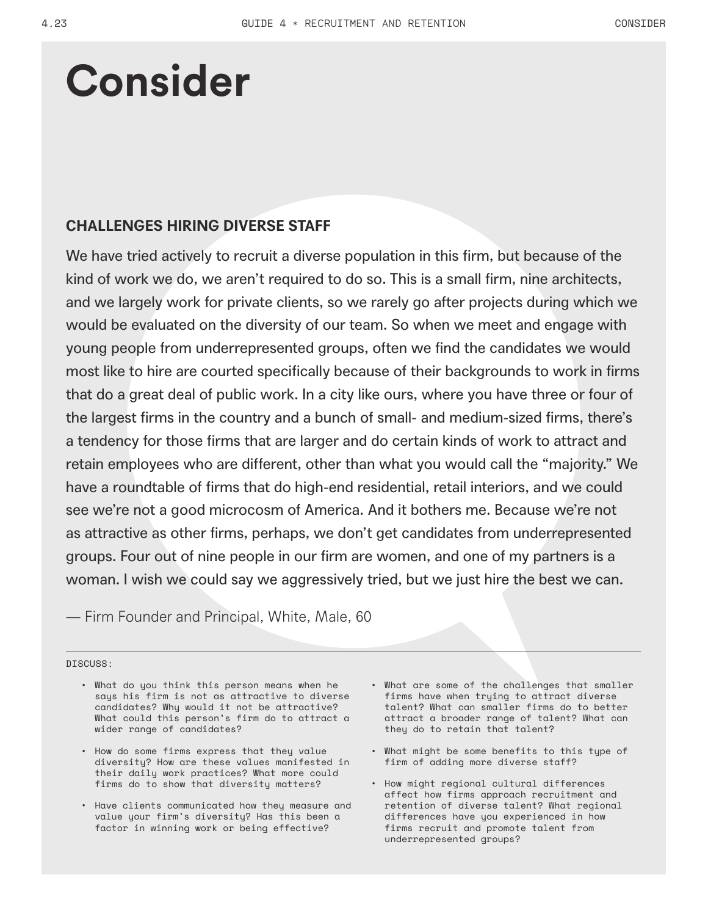# Consider

### CHALLENGES HIRING DIVERSE STAFF

We have tried actively to recruit a diverse population in this firm, but because of the kind of work we do, we aren't required to do so. This is a small firm, nine architects, and we largely work for private clients, so we rarely go after projects during which we would be evaluated on the diversity of our team. So when we meet and engage with young people from underrepresented groups, often we find the candidates we would most like to hire are courted specifically because of their backgrounds to work in firms that do a great deal of public work. In a city like ours, where you have three or four of the largest firms in the country and a bunch of small- and medium-sized firms, there's a tendency for those firms that are larger and do certain kinds of work to attract and retain employees who are different, other than what you would call the "majority." We have a roundtable of firms that do high-end residential, retail interiors, and we could see we're not a good microcosm of America. And it bothers me. Because we're not as attractive as other firms, perhaps, we don't get candidates from underrepresented groups. Four out of nine people in our firm are women, and one of my partners is a woman. I wish we could say we aggressively tried, but we just hire the best we can.

— Firm Founder and Principal, White, Male, 60

---

DISCUSS:

- What do you think this person means when he says his firm is not as attractive to diverse candidates? Why would it not be attractive? What could this person's firm do to attract a wider range of candidates?
- How do some firms express that they value diversity? How are these values manifested in their daily work practices? What more could firms do to show that diversity matters?
- Have clients communicated how they measure and value your firm's diversity? Has this been a factor in winning work or being effective?
- What are some of the challenges that smaller firms have when trying to attract diverse talent? What can smaller firms do to better attract a broader range of talent? What can they do to retain that talent?
- What might be some benefits to this type of firm of adding more diverse staff?
- How might regional cultural differences affect how firms approach recruitment and retention of diverse talent? What regional differences have you experienced in how firms recruit and promote talent from underrepresented groups?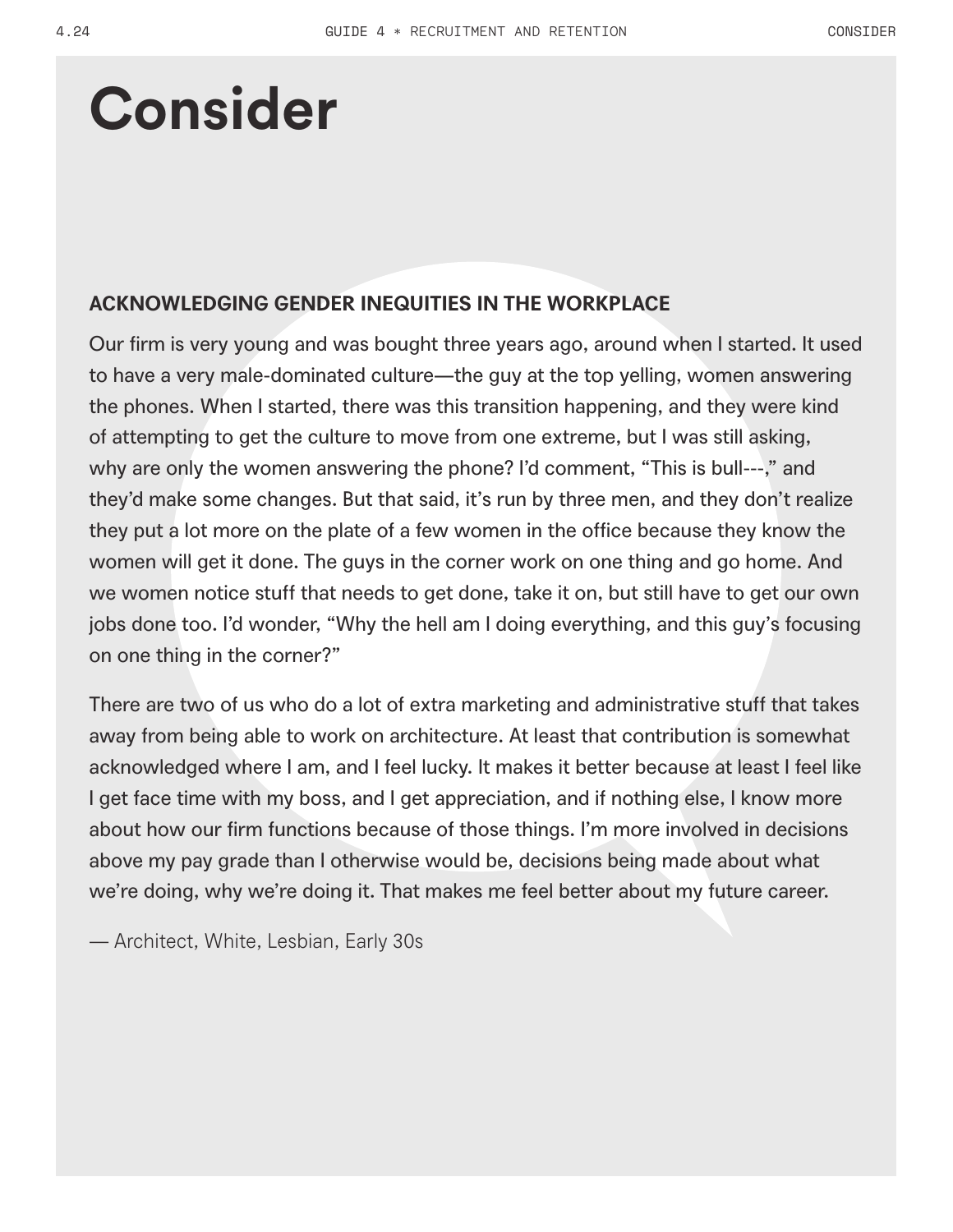# Consider

## ACKNOWLEDGING GENDER INEQUITIES IN THE WORKPLACE

Our firm is very young and was bought three years ago, around when I started. It used to have a very male-dominated culture—the guy at the top yelling, women answering the phones. When I started, there was this transition happening, and they were kind of attempting to get the culture to move from one extreme, but I was still asking, why are only the women answering the phone? I'd comment, "This is bull---," and they'd make some changes. But that said, it's run by three men, and they don't realize they put a lot more on the plate of a few women in the office because they know the women will get it done. The guys in the corner work on one thing and go home. And we women notice stuff that needs to get done, take it on, but still have to get our own jobs done too. I'd wonder, "Why the hell am I doing everything, and this guy's focusing on one thing in the corner?"

There are two of us who do a lot of extra marketing and administrative stuff that takes away from being able to work on architecture. At least that contribution is somewhat acknowledged where I am, and I feel lucky. It makes it better because at least I feel like I get face time with my boss, and I get appreciation, and if nothing else, I know more about how our firm functions because of those things. I'm more involved in decisions above my pay grade than I otherwise would be, decisions being made about what we're doing, why we're doing it. That makes me feel better about my future career.

— Architect, White, Lesbian, Early 30s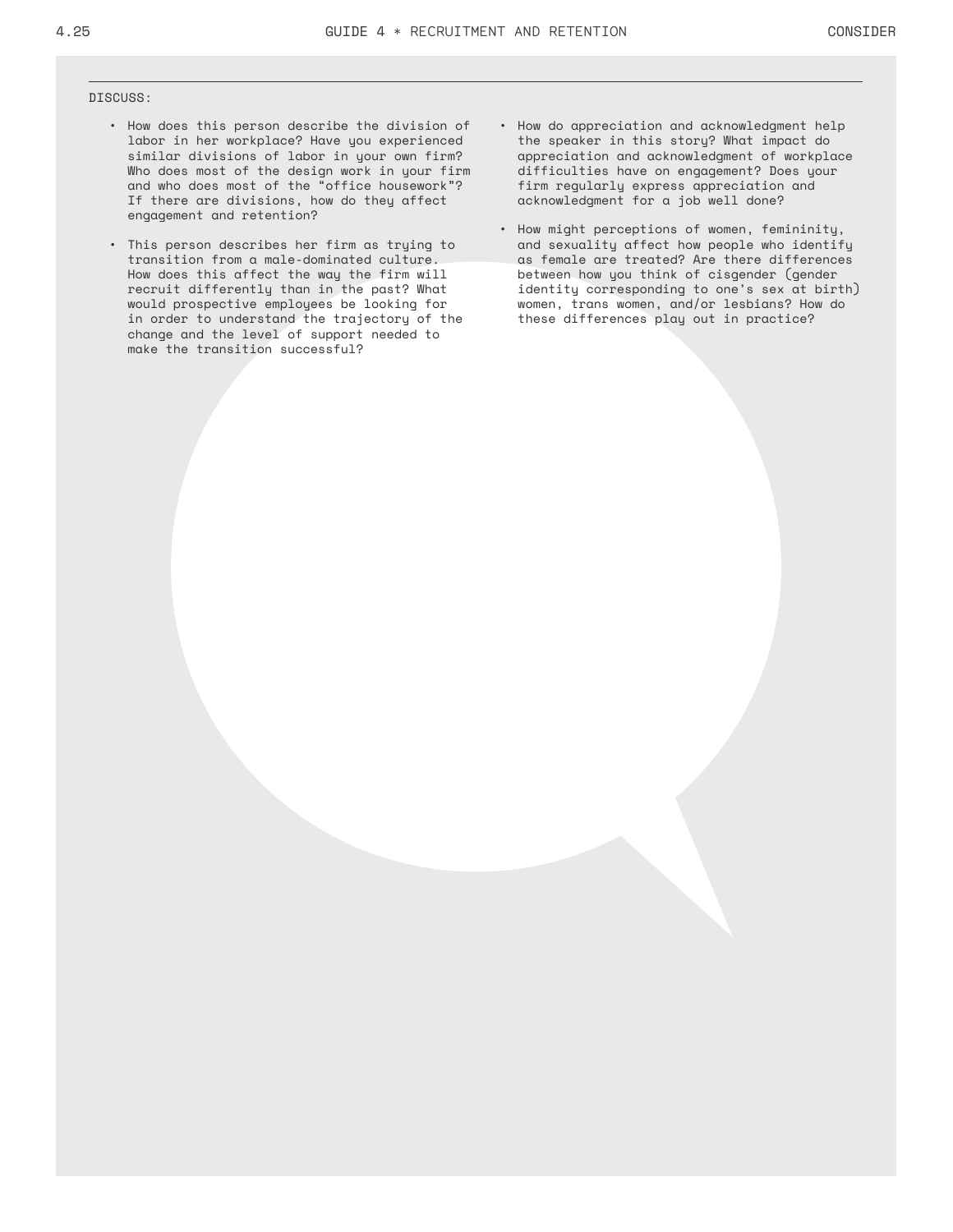DISCUSS:

- How does this person describe the division of labor in her workplace? Have you experienced similar divisions of labor in your own firm? Who does most of the design work in your firm and who does most of the "office housework"? If there are divisions, how do they affect engagement and retention?
- This person describes her firm as trying to transition from a male-dominated culture. How does this affect the way the firm will recruit differently than in the past? What would prospective employees be looking for in order to understand the trajectory of the change and the level of support needed to make the transition successful?
- How do appreciation and acknowledgment help the speaker in this story? What impact do appreciation and acknowledgment of workplace difficulties have on engagement? Does your firm regularly express appreciation and acknowledgment for a job well done?
- How might perceptions of women, femininity, and sexuality affect how people who identify as female are treated? Are there differences between how you think of cisgender (gender identity corresponding to one's sex at birth) women, trans women, and/or lesbians? How do these differences play out in practice?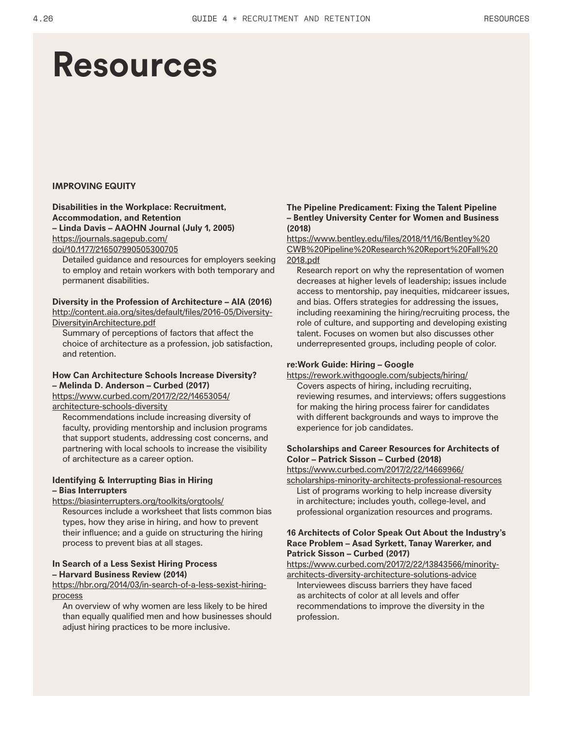# Resources

## IMPROVING EQUITY

**Disabilities in the Workplace: Recruitment, Accommodation, and Retention – Linda Davis – AAOHN Journal (July 1, 2005)**
https://journals.sagepub.com/doi/10.1177/216507990505300705

Detailed guidance and resources for employers seeking to employ and retain workers with both temporary and permanent disabilities.

**Diversity in the Profession of Architecture – AIA (2016)**
http://content.aia.org/sites/default/files/2016-05/Diversity-DiversityinArchitecture.pdf

Summary of perceptions of factors that affect the choice of architecture as a profession, job satisfaction, and retention.

**How Can Architecture Schools Increase Diversity? – Melinda D. Anderson – Curbed (2017)**
https://www.curbed.com/2017/2/22/14653054/architecture-schools-diversity

Recommendations include increasing diversity of faculty, providing mentorship and inclusion programs that support students, addressing cost concerns, and partnering with local schools to increase the visibility of architecture as a career option.

**Identifying & Interrupting Bias in Hiring – Bias Interrupters**
https://biasinterrupters.org/toolkits/orgtools/

Resources include a worksheet that lists common bias types, how they arise in hiring, and how to prevent their influence; and a guide on structuring the hiring process to prevent bias at all stages.

**In Search of a Less Sexist Hiring Process – Harvard Business Review (2014)**
https://hbr.org/2014/03/in-search-of-a-less-sexist-hiring-process

An overview of why women are less likely to be hired than equally qualified men and how businesses should adjust hiring practices to be more inclusive.

**The Pipeline Predicament: Fixing the Talent Pipeline – Bentley University Center for Women and Business (2018)**
https://www.bentley.edu/files/2018/11/16/Bentley%20CWB%20Pipeline%20Research%20Report%20Fall%202018.pdf

Research report on why the representation of women decreases at higher levels of leadership; issues include access to mentorship, pay inequities, midcareer issues, and bias. Offers strategies for addressing the issues, including reexamining the hiring/recruiting process, the role of culture, and supporting and developing existing talent. Focuses on women but also discusses other underrepresented groups, including people of color.

**re:Work Guide: Hiring – Google**
https://rework.withgoogle.com/subjects/hiring/

Covers aspects of hiring, including recruiting, reviewing resumes, and interviews; offers suggestions for making the hiring process fairer for candidates with different backgrounds and ways to improve the experience for job candidates.

**Scholarships and Career Resources for Architects of Color – Patrick Sisson – Curbed (2018)**
https://www.curbed.com/2017/2/22/14669966/scholarships-minority-architects-professional-resources

List of programs working to help increase diversity in architecture; includes youth, college-level, and professional organization resources and programs.

**16 Architects of Color Speak Out About the Industry's Race Problem – Asad Syrkett, Tanay Warerker, and Patrick Sisson – Curbed (2017)**
https://www.curbed.com/2017/2/22/13843566/minority-architects-diversity-architecture-solutions-advice

Interviewees discuss barriers they have faced as architects of color at all levels and offer recommendations to improve the diversity in the profession.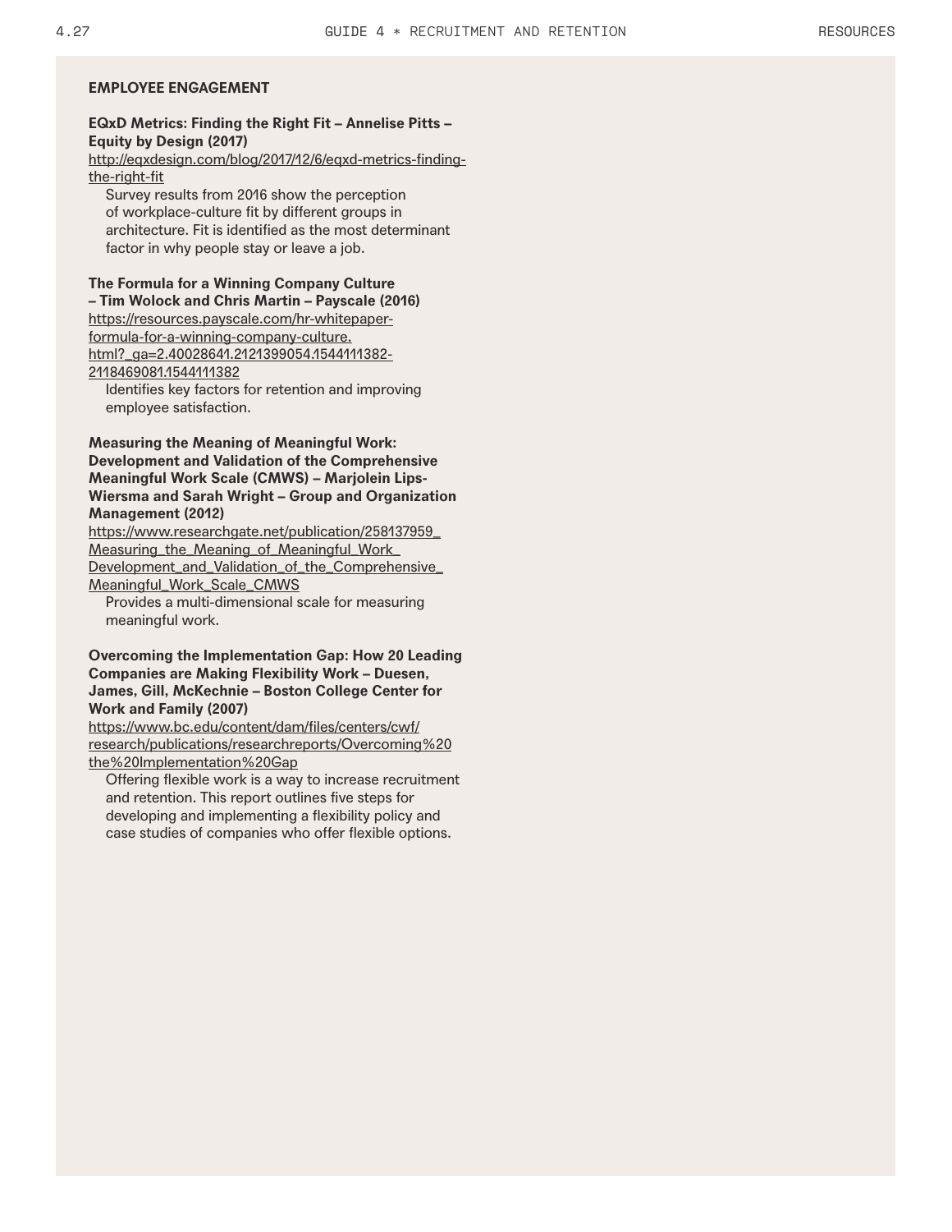## EMPLOYEE ENGAGEMENT

**EQxD Metrics: Finding the Right Fit – Annelise Pitts – Equity by Design (2017)**
http://eqxdesign.com/blog/2017/12/6/eqxd-metrics-finding-the-right-fit

Survey results from 2016 show the perception of workplace-culture fit by different groups in architecture. Fit is identified as the most determinant factor in why people stay or leave a job.

**The Formula for a Winning Company Culture – Tim Wolock and Chris Martin – Payscale (2016)**
https://resources.payscale.com/hr-whitepaper-formula-for-a-winning-company-culture.html?_ga=2.40028641.2121399054.1544111382-2118469081.1544111382

Identifies key factors for retention and improving employee satisfaction.

**Measuring the Meaning of Meaningful Work: Development and Validation of the Comprehensive Meaningful Work Scale (CMWS) – Marjolein Lips-Wiersma and Sarah Wright – Group and Organization Management (2012)**
https://www.researchgate.net/publication/258137959_Measuring_the_Meaning_of_Meaningful_Work_Development_and_Validation_of_the_Comprehensive_Meaningful_Work_Scale_CMWS

Provides a multi-dimensional scale for measuring meaningful work.

**Overcoming the Implementation Gap: How 20 Leading Companies are Making Flexibility Work – Duesen, James, Gill, McKechnie – Boston College Center for Work and Family (2007)**
https://www.bc.edu/content/dam/files/centers/cwf/research/publications/researchreports/Overcoming%20the%20Implementation%20Gap

Offering flexible work is a way to increase recruitment and retention. This report outlines five steps for developing and implementing a flexibility policy and case studies of companies who offer flexible options.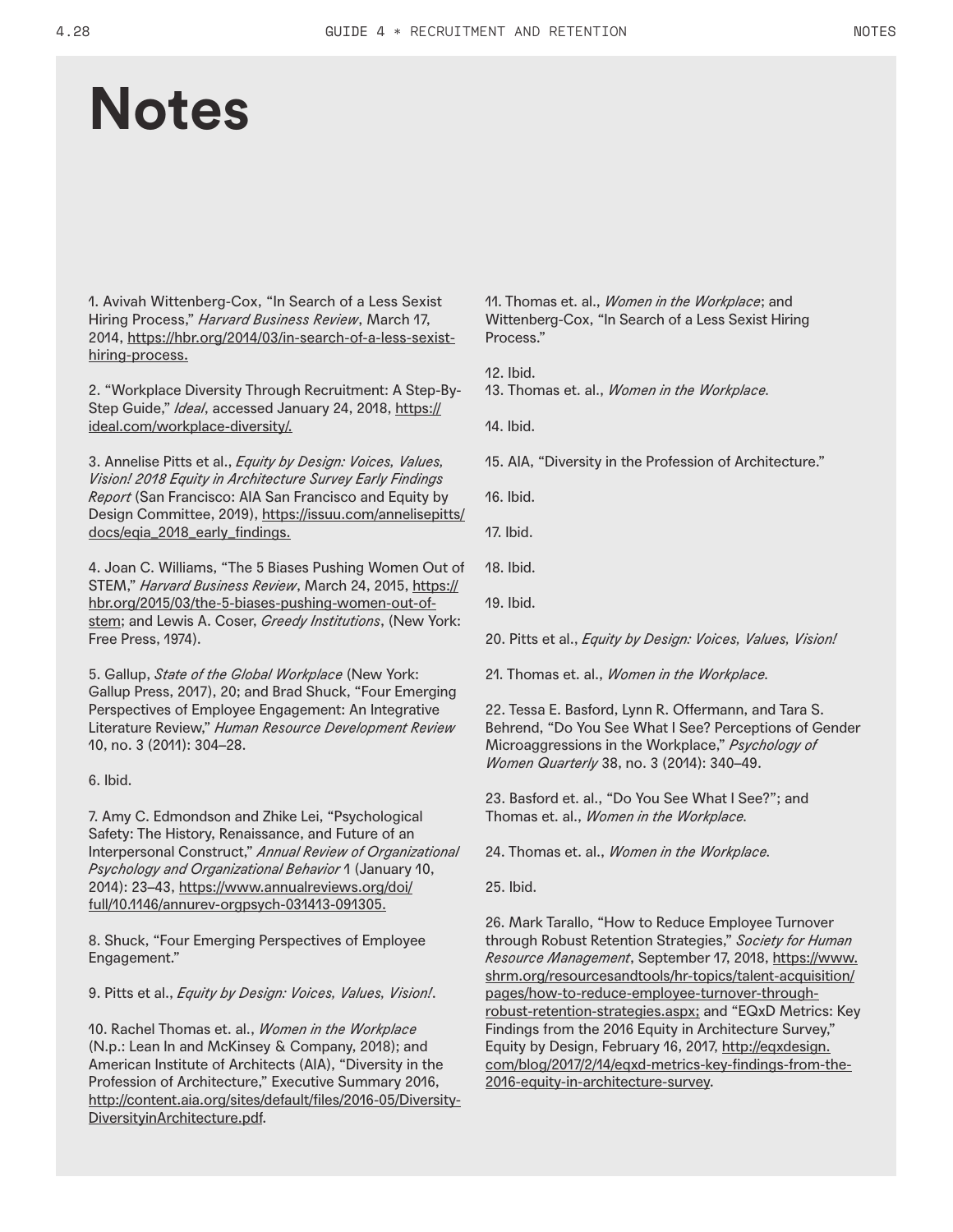# Notes

1. Avivah Wittenberg-Cox, "In Search of a Less Sexist Hiring Process," *Harvard Business Review*, March 17, 2014, https://hbr.org/2014/03/in-search-of-a-less-sexist-hiring-process.

2. "Workplace Diversity Through Recruitment: A Step-By-Step Guide," *Ideal*, accessed January 24, 2018, https://ideal.com/workplace-diversity/.

3. Annelise Pitts et al., *Equity by Design: Voices, Values, Vision! 2018 Equity in Architecture Survey Early Findings Report* (San Francisco: AIA San Francisco and Equity by Design Committee, 2019), https://issuu.com/annelisepitts/docs/eqia_2018_early_findings.

4. Joan C. Williams, "The 5 Biases Pushing Women Out of STEM," *Harvard Business Review*, March 24, 2015, https://hbr.org/2015/03/the-5-biases-pushing-women-out-of-stem; and Lewis A. Coser, *Greedy Institutions*, (New York: Free Press, 1974).

5. Gallup, *State of the Global Workplace* (New York: Gallup Press, 2017), 20; and Brad Shuck, "Four Emerging Perspectives of Employee Engagement: An Integrative Literature Review," *Human Resource Development Review* 10, no. 3 (2011): 304–28.

6. Ibid.

7. Amy C. Edmondson and Zhike Lei, "Psychological Safety: The History, Renaissance, and Future of an Interpersonal Construct," *Annual Review of Organizational Psychology and Organizational Behavior* 1 (January 10, 2014): 23–43, https://www.annualreviews.org/doi/full/10.1146/annurev-orgpsych-031413-091305.

8. Shuck, "Four Emerging Perspectives of Employee Engagement."

9. Pitts et al., *Equity by Design: Voices, Values, Vision!*.

10. Rachel Thomas et. al., *Women in the Workplace* (N.p.: Lean In and McKinsey & Company, 2018); and American Institute of Architects (AIA), "Diversity in the Profession of Architecture," Executive Summary 2016, http://content.aia.org/sites/default/files/2016-05/Diversity-DiversityinArchitecture.pdf.

11. Thomas et. al., *Women in the Workplace*; and Wittenberg-Cox, "In Search of a Less Sexist Hiring Process."

12. Ibid.

13. Thomas et. al., *Women in the Workplace*.

14. Ibid.

15. AIA, "Diversity in the Profession of Architecture."

16. Ibid.

17. Ibid.

18. Ibid.

19. Ibid.

20. Pitts et al., *Equity by Design: Voices, Values, Vision!*

21. Thomas et. al., *Women in the Workplace*.

22. Tessa E. Basford, Lynn R. Offermann, and Tara S. Behrend, "Do You See What I See? Perceptions of Gender Microaggressions in the Workplace," *Psychology of Women Quarterly* 38, no. 3 (2014): 340–49.

23. Basford et. al., "Do You See What I See?"; and Thomas et. al., *Women in the Workplace*.

24. Thomas et. al., *Women in the Workplace*.

25. Ibid.

26. Mark Tarallo, "How to Reduce Employee Turnover through Robust Retention Strategies," *Society for Human Resource Management*, September 17, 2018, https://www.shrm.org/resourcesandtools/hr-topics/talent-acquisition/pages/how-to-reduce-employee-turnover-through-robust-retention-strategies.aspx; and "EQxD Metrics: Key Findings from the 2016 Equity in Architecture Survey," Equity by Design, February 16, 2017, http://eqxdesign.com/blog/2017/2/14/eqxd-metrics-key-findings-from-the-2016-equity-in-architecture-survey.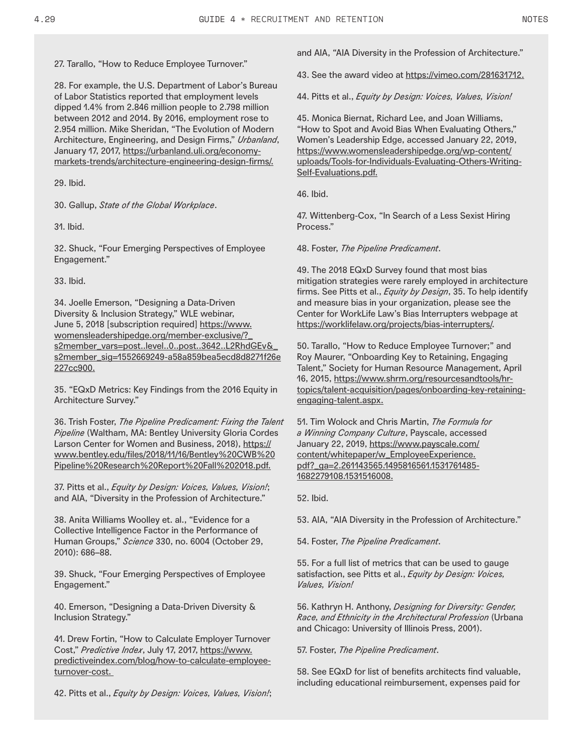27. Tarallo, "How to Reduce Employee Turnover."

28. For example, the U.S. Department of Labor's Bureau of Labor Statistics reported that employment levels dipped 1.4% from 2.846 million people to 2.798 million between 2012 and 2014. By 2016, employment rose to 2.954 million. Mike Sheridan, "The Evolution of Modern Architecture, Engineering, and Design Firms," *Urbanland*, January 17, 2017, https://urbanland.uli.org/economy-markets-trends/architecture-engineering-design-firms/.

29. Ibid.

30. Gallup, *State of the Global Workplace*.

31. Ibid.

32. Shuck, "Four Emerging Perspectives of Employee Engagement."

33. Ibid.

34. Joelle Emerson, "Designing a Data-Driven Diversity & Inclusion Strategy," WLE webinar, June 5, 2018 [subscription required] https://www.womensleadershipedge.org/member-exclusive/?_s2member_vars=post..level..0..post..3642..L2RhdGEv&_s2member_sig=1552669249-a58a859bea5ecd8d8271f26e227cc900.

35. "EQxD Metrics: Key Findings from the 2016 Equity in Architecture Survey."

36. Trish Foster, *The Pipeline Predicament: Fixing the Talent Pipeline* (Waltham, MA: Bentley University Gloria Cordes Larson Center for Women and Business, 2018), https://www.bentley.edu/files/2018/11/16/Bentley%20CWB%20Pipeline%20Research%20Report%20Fall%202018.pdf.

37. Pitts et al., *Equity by Design: Voices, Values, Vision!*; and AIA, "Diversity in the Profession of Architecture."

38. Anita Williams Woolley et. al., "Evidence for a Collective Intelligence Factor in the Performance of Human Groups," *Science* 330, no. 6004 (October 29, 2010): 686–88.

39. Shuck, "Four Emerging Perspectives of Employee Engagement."

40. Emerson, "Designing a Data-Driven Diversity & Inclusion Strategy."

41. Drew Fortin, "How to Calculate Employer Turnover Cost," *Predictive Index*, July 17, 2017, https://www.predictiveindex.com/blog/how-to-calculate-employee-turnover-cost.

42. Pitts et al., *Equity by Design: Voices, Values, Vision!*; and AIA, "AIA Diversity in the Profession of Architecture."

43. See the award video at https://vimeo.com/281631712.

44. Pitts et al., *Equity by Design: Voices, Values, Vision!*

45. Monica Biernat, Richard Lee, and Joan Williams, "How to Spot and Avoid Bias When Evaluating Others," Women's Leadership Edge, accessed January 22, 2019, https://www.womensleadershipedge.org/wp-content/uploads/Tools-for-Individuals-Evaluating-Others-Writing-Self-Evaluations.pdf.

46. Ibid.

47. Wittenberg-Cox, "In Search of a Less Sexist Hiring Process."

48. Foster, *The Pipeline Predicament*.

49. The 2018 EQxD Survey found that most bias mitigation strategies were rarely employed in architecture firms. See Pitts et al., *Equity by Design*, 35. To help identify and measure bias in your organization, please see the Center for WorkLife Law's Bias Interrupters webpage at https://worklifelaw.org/projects/bias-interrupters/.

50. Tarallo, "How to Reduce Employee Turnover;" and Roy Maurer, "Onboarding Key to Retaining, Engaging Talent," Society for Human Resource Management, April 16, 2015, https://www.shrm.org/resourcesandtools/hr-topics/talent-acquisition/pages/onboarding-key-retaining-engaging-talent.aspx.

51. Tim Wolock and Chris Martin, *The Formula for a Winning Company Culture*, Payscale, accessed January 22, 2019, https://www.payscale.com/content/whitepaper/w_EmployeeExperience.pdf?_ga=2.261143565.1495816561.1531761485-1682279108.1531516008.

52. Ibid.

53. AIA, "AIA Diversity in the Profession of Architecture."

54. Foster, *The Pipeline Predicament*.

55. For a full list of metrics that can be used to gauge satisfaction, see Pitts et al., *Equity by Design: Voices, Values, Vision!*

56. Kathryn H. Anthony, *Designing for Diversity: Gender, Race, and Ethnicity in the Architectural Profession* (Urbana and Chicago: University of Illinois Press, 2001).

57. Foster, *The Pipeline Predicament*.

58. See EQxD for list of benefits architects find valuable, including educational reimbursement, expenses paid for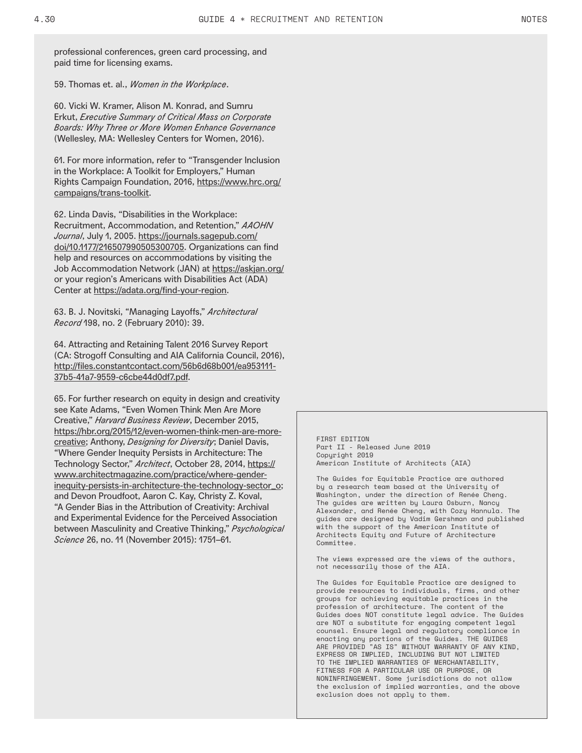professional conferences, green card processing, and paid time for licensing exams.

59. Thomas et. al., *Women in the Workplace*.

60. Vicki W. Kramer, Alison M. Konrad, and Sumru Erkut, *Executive Summary of Critical Mass on Corporate Boards: Why Three or More Women Enhance Governance* (Wellesley, MA: Wellesley Centers for Women, 2016).

61. For more information, refer to "Transgender Inclusion in the Workplace: A Toolkit for Employers," Human Rights Campaign Foundation, 2016, https://www.hrc.org/campaigns/trans-toolkit.

62. Linda Davis, "Disabilities in the Workplace: Recruitment, Accommodation, and Retention," *AAOHN Journal*, July 1, 2005. https://journals.sagepub.com/doi/10.1177/216507990505300705. Organizations can find help and resources on accommodations by visiting the Job Accommodation Network (JAN) at https://askjan.org/ or your region's Americans with Disabilities Act (ADA) Center at https://adata.org/find-your-region.

63. B. J. Novitski, "Managing Layoffs," *Architectural Record* 198, no. 2 (February 2010): 39.

64. Attracting and Retaining Talent 2016 Survey Report (CA: Strogoff Consulting and AIA California Council, 2016), http://files.constantcontact.com/56b6d68b001/ea953111-37b5-41a7-9559-c6cbe44d0df7.pdf.

65. For further research on equity in design and creativity see Kate Adams, "Even Women Think Men Are More Creative," *Harvard Business Review*, December 2015, https://hbr.org/2015/12/even-women-think-men-are-more-creative; Anthony, *Designing for Diversity*; Daniel Davis, "Where Gender Inequity Persists in Architecture: The Technology Sector," *Architect*, October 28, 2014, https://www.architectmagazine.com/practice/where-gender-inequity-persists-in-architecture-the-technology-sector_o; and Devon Proudfoot, Aaron C. Kay, Christy Z. Koval, "A Gender Bias in the Attribution of Creativity: Archival and Experimental Evidence for the Perceived Association between Masculinity and Creative Thinking," *Psychological Science* 26, no. 11 (November 2015): 1751–61.

FIRST EDITION
Part II - Released June 2019
Copyright 2019
American Institute of Architects (AIA)

The Guides for Equitable Practice are authored by a research team based at the University of Washington, under the direction of Renée Cheng. The guides are written by Laura Osburn, Nancy Alexander, and Renée Cheng, with Cozy Hannula. The guides are designed by Vadim Gershman and published with the support of the American Institute of Architects Equity and Future of Architecture Committee.

The views expressed are the views of the authors, not necessarily those of the AIA.

The Guides for Equitable Practice are designed to provide resources to individuals, firms, and other groups for achieving equitable practices in the profession of architecture. The content of the Guides does NOT constitute legal advice. The Guides are NOT a substitute for engaging competent legal counsel. Ensure legal and regulatory compliance in enacting any portions of the Guides. THE GUIDES ARE PROVIDED "AS IS" WITHOUT WARRANTY OF ANY KIND, EXPRESS OR IMPLIED, INCLUDING BUT NOT LIMITED TO THE IMPLIED WARRANTIES OF MERCHANTABILITY, FITNESS FOR A PARTICULAR USE OR PURPOSE, OR NONINFRINGEMENT. Some jurisdictions do not allow the exclusion of implied warranties, and the above exclusion does not apply to them.